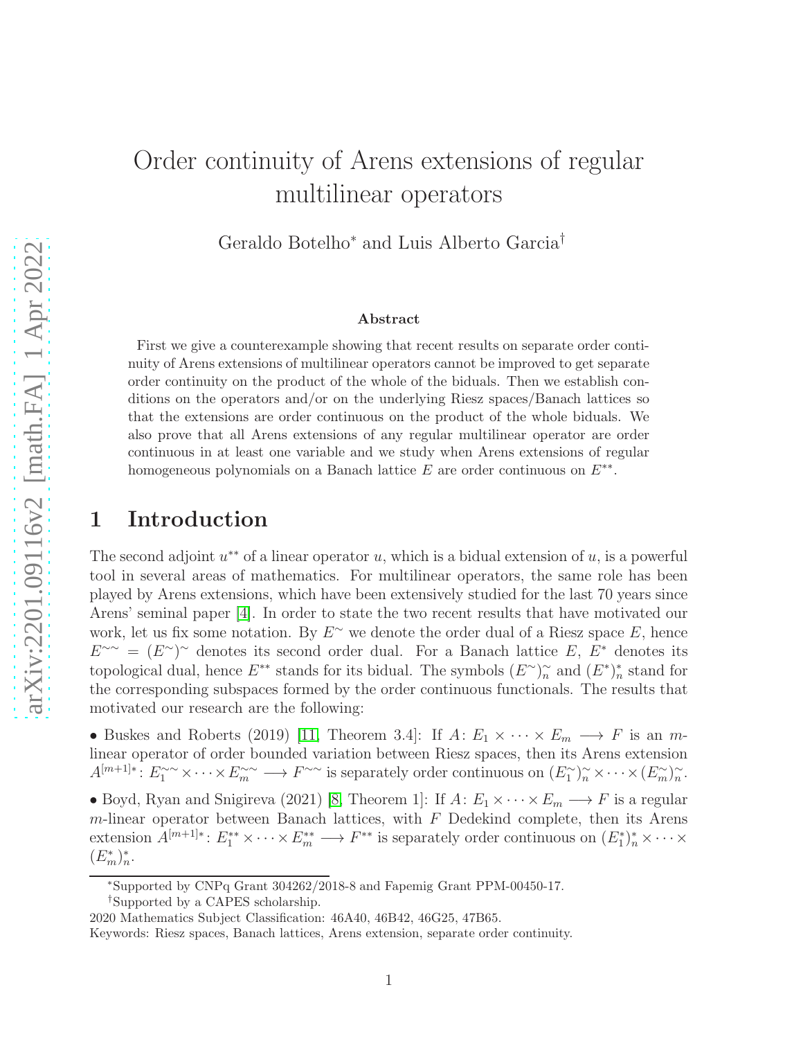# Order continuity of Arens extensions of regular multilinear operators

Geraldo Botelho* and Luis Alberto Garcia†

### Abstract

First we give a counterexample showing that recent results on separate order continuity of Arens extensions of multilinear operators cannot be improved to get separate order continuity on the product of the whole of the biduals. Then we establish conditions on the operators and/or on the underlying Riesz spaces/Banach lattices so that the extensions are order continuous on the product of the whole biduals. We also prove that all Arens extensions of any regular multilinear operator are order continuous in at least one variable and we study when Arens extensions of regular homogeneous polynomials on a Banach lattice $E$ are order continuous on $E^{**}$.

## 1 Introduction

The second adjoint $u^{**}$ of a linear operator $u$, which is a bidual extension of $u$, is a powerful tool in several areas of mathematics. For multilinear operators, the same role has been played by Arens extensions, which have been extensively studied for the last 70 years since Arens' seminal paper [4]. In order to state the two recent results that have motivated our work, let us fix some notation. By $E^{\sim}$ we denote the order dual of a Riesz space $E$, hence $E^{\sim\sim} = (E^{\sim})^{\sim}$ denotes its second order dual. For a Banach lattice $E$, $E^*$ denotes its topological dual, hence $E^{**}$ stands for its bidual. The symbols $(E^{\sim})^{\sim}_n$ and $(E^*)^*_n$ stand for the corresponding subspaces formed by the order continuous functionals. The results that motivated our research are the following:

• Buskes and Roberts (2019) [11, Theorem 3.4]: If $A: E_1 \times \cdots \times E_m \longrightarrow F$ is an $m$-linear operator of order bounded variation between Riesz spaces, then its Arens extension $A^{[m+1]*}: E_1^{\sim\sim} \times \cdots \times E_m^{\sim\sim} \longrightarrow F^{\sim\sim}$ is separately order continuous on $(E_1^{\sim})^{\sim}_n \times \cdots \times (E_m^{\sim})^{\sim}_n$.

• Boyd, Ryan and Snigireva (2021) [8, Theorem 1]: If $A: E_1 \times \cdots \times E_m \longrightarrow F$ is a regular $m$-linear operator between Banach lattices, with $F$ Dedekind complete, then its Arens extension $A^{[m+1]*}: E_1^{**} \times \cdots \times E_m^{**} \longrightarrow F^{**}$ is separately order continuous on $(E_1^*)^*_n \times \cdots \times (E_m^*)^*_n$.

---

*Supported by CNPq Grant 304262/2018-8 and Fapemig Grant PPM-00450-17.

†Supported by a CAPES scholarship.

2020 Mathematics Subject Classification: 46A40, 46B42, 46G25, 47B65.

Keywords: Riesz spaces, Banach lattices, Arens extension, separate order continuity.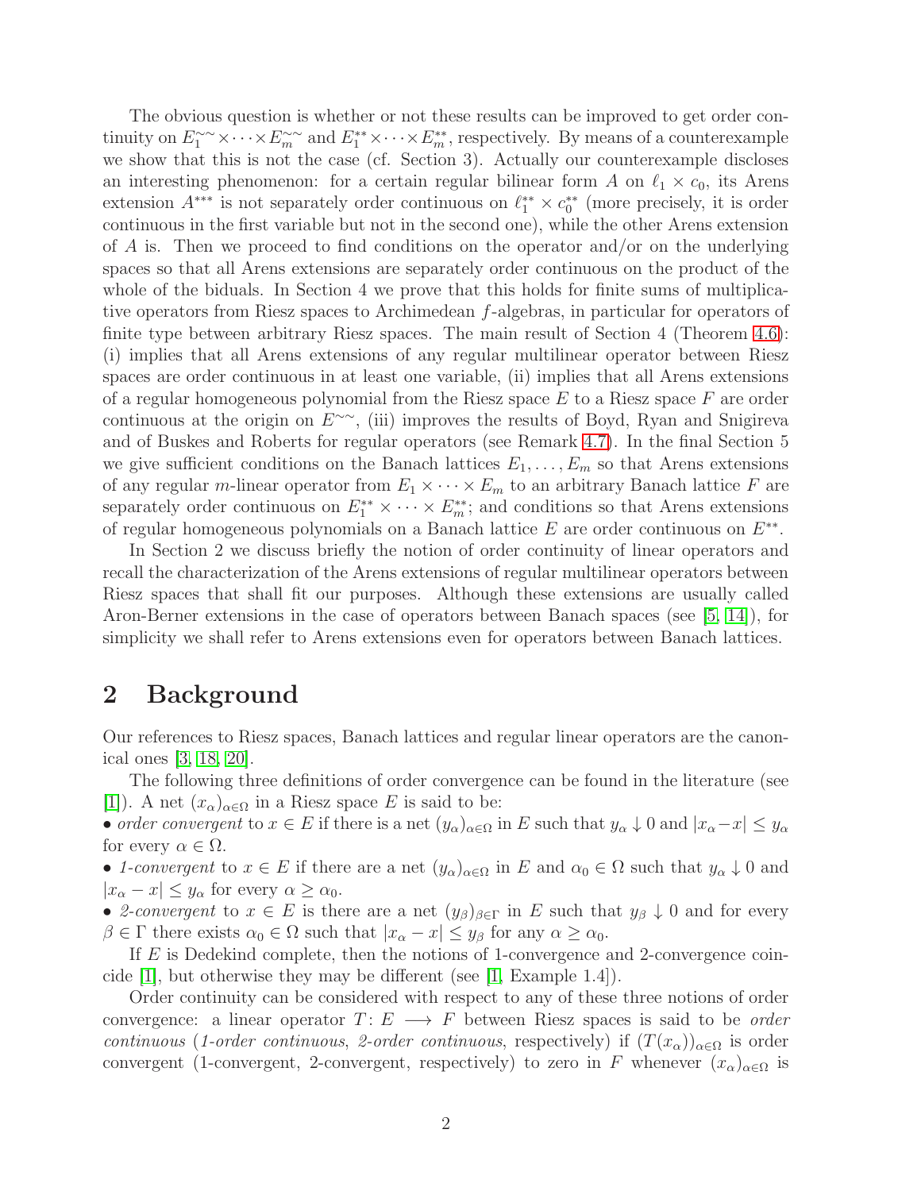The obvious question is whether or not these results can be improved to get order continuity on $E_1^{\sim\sim} \times \cdots \times E_m^{\sim\sim}$ and $E_1^{**} \times \cdots \times E_m^{**}$, respectively. By means of a counterexample we show that this is not the case (cf. Section 3). Actually our counterexample discloses an interesting phenomenon: for a certain regular bilinear form $A$ on $\ell_1 \times c_0$, its Arens extension $A^{***}$ is not separately order continuous on $\ell_1^{**} \times c_0^{**}$ (more precisely, it is order continuous in the first variable but not in the second one), while the other Arens extension of $A$ is. Then we proceed to find conditions on the operator and/or on the underlying spaces so that all Arens extensions are separately order continuous on the product of the whole of the biduals. In Section 4 we prove that this holds for finite sums of multiplicative operators from Riesz spaces to Archimedean $f$-algebras, in particular for operators of finite type between arbitrary Riesz spaces. The main result of Section 4 (Theorem 4.6): (i) implies that all Arens extensions of any regular multilinear operator between Riesz spaces are order continuous in at least one variable, (ii) implies that all Arens extensions of a regular homogeneous polynomial from the Riesz space $E$ to a Riesz space $F$ are order continuous at the origin on $E^{\sim\sim}$, (iii) improves the results of Boyd, Ryan and Snigireva and of Buskes and Roberts for regular operators (see Remark 4.7). In the final Section 5 we give sufficient conditions on the Banach lattices $E_1, \ldots, E_m$ so that Arens extensions of any regular $m$-linear operator from $E_1 \times \cdots \times E_m$ to an arbitrary Banach lattice $F$ are separately order continuous on $E_1^{**} \times \cdots \times E_m^{**}$; and conditions so that Arens extensions of regular homogeneous polynomials on a Banach lattice $E$ are order continuous on $E^{**}$.

In Section 2 we discuss briefly the notion of order continuity of linear operators and recall the characterization of the Arens extensions of regular multilinear operators between Riesz spaces that shall fit our purposes. Although these extensions are usually called Aron-Berner extensions in the case of operators between Banach spaces (see [5, 14]), for simplicity we shall refer to Arens extensions even for operators between Banach lattices.

## 2 Background

Our references to Riesz spaces, Banach lattices and regular linear operators are the canonical ones [3, 18, 20].

The following three definitions of order convergence can be found in the literature (see [1]). A net $(x_\alpha)_{\alpha\in\Omega}$ in a Riesz space $E$ is said to be:

• *order convergent* to $x \in E$ if there is a net $(y_\alpha)_{\alpha\in\Omega}$ in $E$ such that $y_\alpha \downarrow 0$ and $|x_\alpha - x| \leq y_\alpha$ for every $\alpha \in \Omega$.

• *1-convergent* to $x \in E$ if there are a net $(y_\alpha)_{\alpha\in\Omega}$ in $E$ and $\alpha_0 \in \Omega$ such that $y_\alpha \downarrow 0$ and $|x_\alpha - x| \leq y_\alpha$ for every $\alpha \geq \alpha_0$.

• *2-convergent* to $x \in E$ is there are a net $(y_\beta)_{\beta\in\Gamma}$ in $E$ such that $y_\beta \downarrow 0$ and for every $\beta \in \Gamma$ there exists $\alpha_0 \in \Omega$ such that $|x_\alpha - x| \leq y_\beta$ for any $\alpha \geq \alpha_0$.

If $E$ is Dedekind complete, then the notions of 1-convergence and 2-convergence coincide [1], but otherwise they may be different (see [1, Example 1.4]).

Order continuity can be considered with respect to any of these three notions of order convergence: a linear operator $T\colon E \longrightarrow F$ between Riesz spaces is said to be *order continuous* (*1-order continuous*, *2-order continuous*, respectively) if $(T(x_\alpha))_{\alpha\in\Omega}$ is order convergent (1-convergent, 2-convergent, respectively) to zero in $F$ whenever $(x_\alpha)_{\alpha\in\Omega}$ is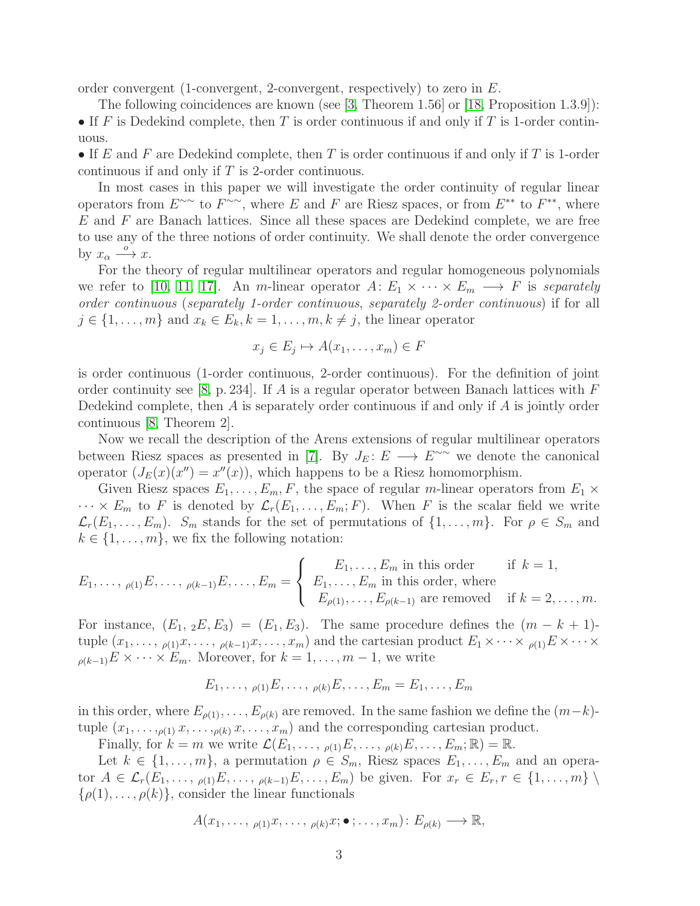order convergent (1-convergent, 2-convergent, respectively) to zero in $E$.

The following coincidences are known (see [3, Theorem 1.56] or [18, Proposition 1.3.9]):

• If $F$ is Dedekind complete, then $T$ is order continuous if and only if $T$ is 1-order continuous.

• If $E$ and $F$ are Dedekind complete, then $T$ is order continuous if and only if $T$ is 1-order continuous if and only if $T$ is 2-order continuous.

In most cases in this paper we will investigate the order continuity of regular linear operators from $E^{\sim\sim}$ to $F^{\sim\sim}$, where $E$ and $F$ are Riesz spaces, or from $E^{**}$ to $F^{**}$, where $E$ and $F$ are Banach lattices. Since all these spaces are Dedekind complete, we are free to use any of the three notions of order continuity. We shall denote the order convergence by $x_\alpha \overset{o}{\longrightarrow} x$.

For the theory of regular multilinear operators and regular homogeneous polynomials we refer to [10, 11, 17]. An $m$-linear operator $A\colon E_1 \times \cdots \times E_m \longrightarrow F$ is *separately order continuous* (*separately 1-order continuous*, *separately 2-order continuous*) if for all $j \in \{1, \ldots, m\}$ and $x_k \in E_k, k = 1, \ldots, m, k \neq j$, the linear operator

$$x_j \in E_j \mapsto A(x_1, \ldots, x_m) \in F$$

is order continuous (1-order continuous, 2-order continuous). For the definition of joint order continuity see [8, p. 234]. If $A$ is a regular operator between Banach lattices with $F$ Dedekind complete, then $A$ is separately order continuous if and only if $A$ is jointly order continuous [8, Theorem 2].

Now we recall the description of the Arens extensions of regular multilinear operators between Riesz spaces as presented in [7]. By $J_E\colon E \longrightarrow E^{\sim\sim}$ we denote the canonical operator $(J_E(x)(x'') = x''(x))$, which happens to be a Riesz homomorphism.

Given Riesz spaces $E_1, \ldots, E_m, F$, the space of regular $m$-linear operators from $E_1 \times \cdots \times E_m$ to $F$ is denoted by $\mathcal{L}_r(E_1, \ldots, E_m; F)$. When $F$ is the scalar field we write $\mathcal{L}_r(E_1, \ldots, E_m)$. $S_m$ stands for the set of permutations of $\{1, \ldots, m\}$. For $\rho \in S_m$ and $k \in \{1, \ldots, m\}$, we fix the following notation:

$$E_1, \ldots, {}_{\rho(1)}E, \ldots, {}_{\rho(k-1)}E, \ldots, E_m = \begin{cases} E_1, \ldots, E_m \text{ in this order} & \text{if } k = 1, \\ E_1, \ldots, E_m \text{ in this order, where} & \\ E_{\rho(1)}, \ldots, E_{\rho(k-1)} \text{ are removed} & \text{if } k = 2, \ldots, m. \end{cases}$$

For instance, $(E_1, {}_2E, E_3) = (E_1, E_3)$. The same procedure defines the $(m-k+1)$-tuple $(x_1, \ldots, {}_{\rho(1)}x, \ldots, {}_{\rho(k-1)}x, \ldots, x_m)$ and the cartesian product $E_1 \times \cdots \times {}_{\rho(1)}E \times \cdots \times {}_{\rho(k-1)}E \times \cdots \times E_m$. Moreover, for $k = 1, \ldots, m-1$, we write

$$E_1, \ldots, {}_{\rho(1)}E, \ldots, {}_{\rho(k)}E, \ldots, E_m = E_1, \ldots, E_m$$

in this order, where $E_{\rho(1)}, \ldots, E_{\rho(k)}$ are removed. In the same fashion we define the $(m-k)$-tuple $(x_1, \ldots, {}_{\rho(1)}x, \ldots, {}_{\rho(k)}x, \ldots, x_m)$ and the corresponding cartesian product.

Finally, for $k = m$ we write $\mathcal{L}(E_1, \ldots, {}_{\rho(1)}E, \ldots, {}_{\rho(k)}E, \ldots, E_m; \mathbb{R}) = \mathbb{R}$.

Let $k \in \{1, \ldots, m\}$, a permutation $\rho \in S_m$, Riesz spaces $E_1, \ldots, E_m$ and an operator $A \in \mathcal{L}_r(E_1, \ldots, {}_{\rho(1)}E, \ldots, {}_{\rho(k-1)}E, \ldots, E_m)$ be given. For $x_r \in E_r, r \in \{1, \ldots, m\} \setminus \{\rho(1), \ldots, \rho(k)\}$, consider the linear functionals

$$A(x_1, \ldots, {}_{\rho(1)}x, \ldots, {}_{\rho(k)}x; \bullet; \ldots, x_m)\colon E_{\rho(k)} \longrightarrow \mathbb{R},$$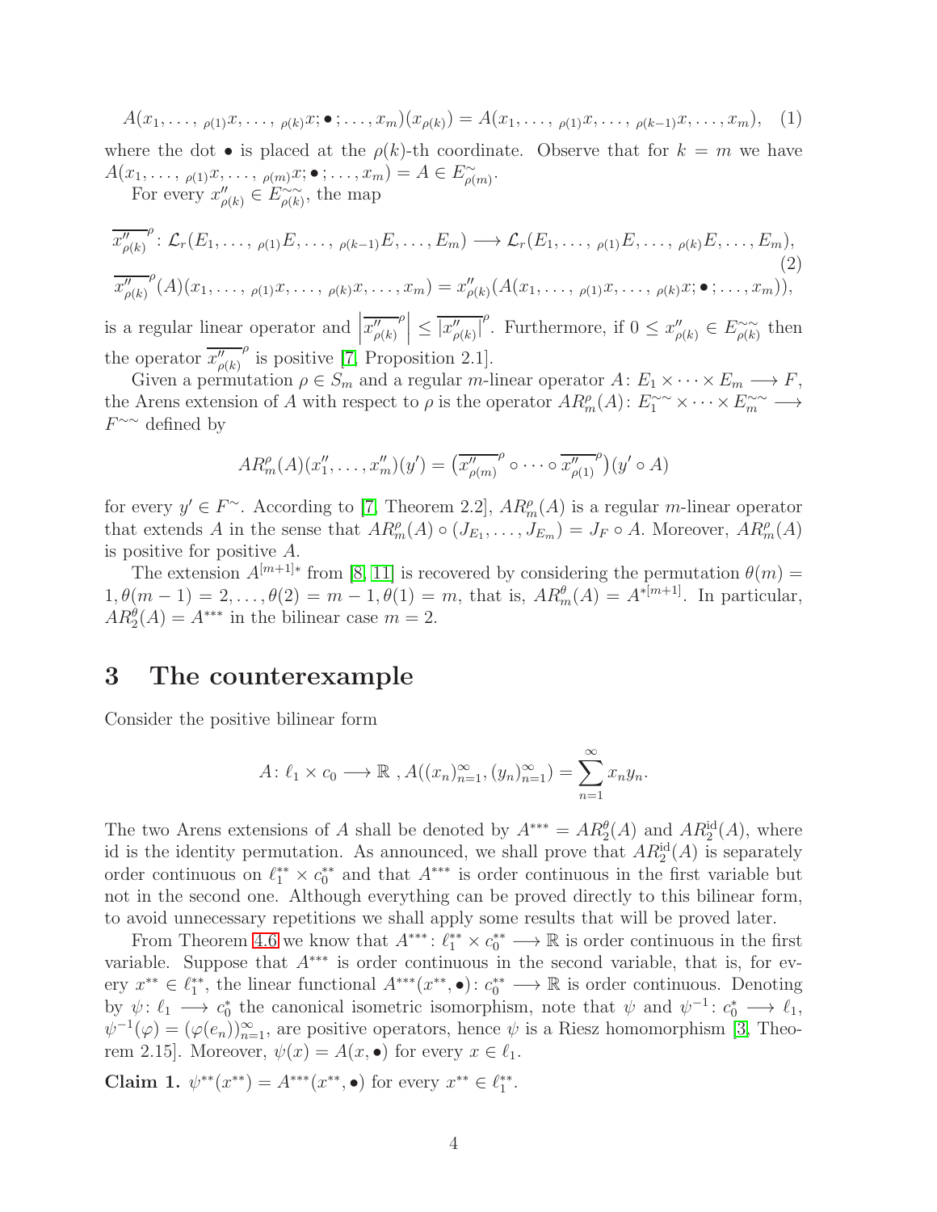$$A(x_1, \ldots, {}_{\rho(1)}x, \ldots, {}_{\rho(k)}x; \bullet; \ldots, x_m)(x_{\rho(k)}) = A(x_1, \ldots, {}_{\rho(1)}x, \ldots, {}_{\rho(k-1)}x, \ldots, x_m), \quad (1)$$

where the dot $\bullet$ is placed at the $\rho(k)$-th coordinate. Observe that for $k = m$ we have $A(x_1, \ldots, {}_{\rho(1)}x, \ldots, {}_{\rho(m)}x; \bullet; \ldots, x_m) = A \in E^{\sim}_{\rho(m)}$.

For every $x''_{\rho(k)} \in E^{\sim\sim}_{\rho(k)}$, the map

$$\overline{x''_{\rho(k)}}^{\rho} \colon \mathcal{L}_r(E_1, \ldots, {}_{\rho(1)}E, \ldots, {}_{\rho(k-1)}E, \ldots, E_m) \longrightarrow \mathcal{L}_r(E_1, \ldots, {}_{\rho(1)}E, \ldots, {}_{\rho(k)}E, \ldots, E_m),$$
$$\overline{x''_{\rho(k)}}^{\rho}(A)(x_1, \ldots, {}_{\rho(1)}x, \ldots, {}_{\rho(k)}x, \ldots, x_m) = x''_{\rho(k)}(A(x_1, \ldots, {}_{\rho(1)}x, \ldots, {}_{\rho(k)}x; \bullet; \ldots, x_m)), \quad (2)$$

is a regular linear operator and $\left|\overline{x''_{\rho(k)}}^{\rho}\right| \leq \overline{|x''_{\rho(k)}|}^{\rho}$. Furthermore, if $0 \leq x''_{\rho(k)} \in E^{\sim\sim}_{\rho(k)}$ then the operator $\overline{x''_{\rho(k)}}^{\rho}$ is positive [7, Proposition 2.1].

Given a permutation $\rho \in S_m$ and a regular $m$-linear operator $A \colon E_1 \times \cdots \times E_m \longrightarrow F$, the Arens extension of $A$ with respect to $\rho$ is the operator $AR^{\rho}_m(A) \colon E_1^{\sim\sim} \times \cdots \times E_m^{\sim\sim} \longrightarrow F^{\sim\sim}$ defined by

$$AR^{\rho}_m(A)(x''_1, \ldots, x''_m)(y') = \left(\overline{x''_{\rho(m)}}^{\rho} \circ \cdots \circ \overline{x''_{\rho(1)}}^{\rho}\right)(y' \circ A)$$

for every $y' \in F^{\sim}$. According to [7, Theorem 2.2], $AR^{\rho}_m(A)$ is a regular $m$-linear operator that extends $A$ in the sense that $AR^{\rho}_m(A) \circ (J_{E_1}, \ldots, J_{E_m}) = J_F \circ A$. Moreover, $AR^{\rho}_m(A)$ is positive for positive $A$.

The extension $A^{[m+1]*}$ from [8, 11] is recovered by considering the permutation $\theta(m) = 1, \theta(m-1) = 2, \ldots, \theta(2) = m-1, \theta(1) = m$, that is, $AR^{\theta}_m(A) = A^{*[m+1]}$. In particular, $AR^{\theta}_2(A) = A^{***}$ in the bilinear case $m = 2$.

## 3 The counterexample

Consider the positive bilinear form

$$A \colon \ell_1 \times c_0 \longrightarrow \mathbb{R}\ , A((x_n)_{n=1}^{\infty}, (y_n)_{n=1}^{\infty}) = \sum_{n=1}^{\infty} x_n y_n.$$

The two Arens extensions of $A$ shall be denoted by $A^{***} = AR^{\theta}_2(A)$ and $AR^{\mathrm{id}}_2(A)$, where id is the identity permutation. As announced, we shall prove that $AR^{\mathrm{id}}_2(A)$ is separately order continuous on $\ell_1^{**} \times c_0^{**}$ and that $A^{***}$ is order continuous in the first variable but not in the second one. Although everything can be proved directly to this bilinear form, to avoid unnecessary repetitions we shall apply some results that will be proved later.

From Theorem 4.6 we know that $A^{***} \colon \ell_1^{**} \times c_0^{**} \longrightarrow \mathbb{R}$ is order continuous in the first variable. Suppose that $A^{***}$ is order continuous in the second variable, that is, for every $x^{**} \in \ell_1^{**}$, the linear functional $A^{***}(x^{**}, \bullet) \colon c_0^{**} \longrightarrow \mathbb{R}$ is order continuous. Denoting by $\psi \colon \ell_1 \longrightarrow c_0^*$ the canonical isometric isomorphism, note that $\psi$ and $\psi^{-1} \colon c_0^* \longrightarrow \ell_1$, $\psi^{-1}(\varphi) = (\varphi(e_n))_{n=1}^{\infty}$, are positive operators, hence $\psi$ is a Riesz homomorphism [3, Theorem 2.15]. Moreover, $\psi(x) = A(x, \bullet)$ for every $x \in \ell_1$.

**Claim 1.** $\psi^{**}(x^{**}) = A^{***}(x^{**}, \bullet)$ for every $x^{**} \in \ell_1^{**}$.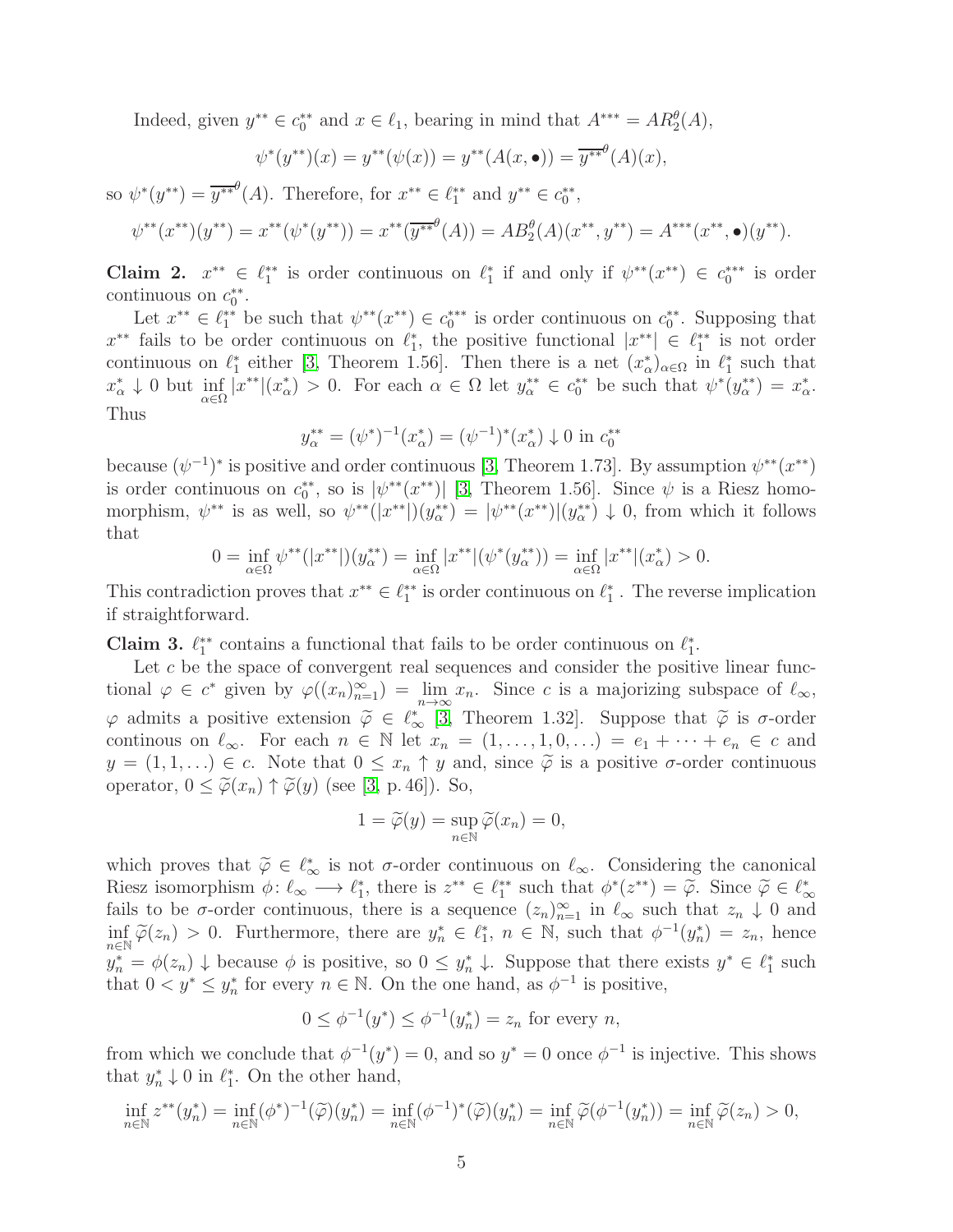Indeed, given $y^{**} \in c_0^{**}$ and $x \in \ell_1$, bearing in mind that $A^{***} = AR_2^\theta(A)$,

$$\psi^*(y^{**})(x) = y^{**}(\psi(x)) = y^{**}(A(x, \bullet)) = \overline{y^{**}}^\theta(A)(x),$$

so $\psi^*(y^{**}) = \overline{y^{**}}^\theta(A)$. Therefore, for $x^{**} \in \ell_1^{**}$ and $y^{**} \in c_0^{**}$,

$$\psi^{**}(x^{**})(y^{**}) = x^{**}(\psi^*(y^{**})) = x^{**}(\overline{y^{**}}^\theta(A)) = AB_2^\theta(A)(x^{**}, y^{**}) = A^{***}(x^{**}, \bullet)(y^{**}).$$

**Claim 2.** $x^{**} \in \ell_1^{**}$ is order continuous on $\ell_1^*$ if and only if $\psi^{**}(x^{**}) \in c_0^{***}$ is order continuous on $c_0^{**}$.

Let $x^{**} \in \ell_1^{**}$ be such that $\psi^{**}(x^{**}) \in c_0^{***}$ is order continuous on $c_0^{**}$. Supposing that $x^{**}$ fails to be order continuous on $\ell_1^*$, the positive functional $|x^{**}| \in \ell_1^{**}$ is not order continuous on $\ell_1^*$ either [3, Theorem 1.56]. Then there is a net $(x_\alpha^*)_{\alpha\in\Omega}$ in $\ell_1^*$ such that $x_\alpha^* \downarrow 0$ but $\inf\limits_{\alpha\in\Omega} |x^{**}|(x_\alpha^*) > 0$. For each $\alpha \in \Omega$ let $y_\alpha^{**} \in c_0^{**}$ be such that $\psi^*(y_\alpha^{**}) = x_\alpha^*$. Thus

$$y_\alpha^{**} = (\psi^*)^{-1}(x_\alpha^*) = (\psi^{-1})^*(x_\alpha^*) \downarrow 0 \text{ in } c_0^{**}$$

because $(\psi^{-1})^*$ is positive and order continuous [3, Theorem 1.73]. By assumption $\psi^{**}(x^{**})$ is order continuous on $c_0^{**}$, so is $|\psi^{**}(x^{**})|$ [3, Theorem 1.56]. Since $\psi$ is a Riesz homomorphism, $\psi^{**}$ is as well, so $\psi^{**}(|x^{**}|)(y_\alpha^{**}) = |\psi^{**}(x^{**})|(y_\alpha^{**}) \downarrow 0$, from which it follows that

$$0 = \inf_{\alpha\in\Omega} \psi^{**}(|x^{**}|)(y_\alpha^{**}) = \inf_{\alpha\in\Omega} |x^{**}|(\psi^*(y_\alpha^{**})) = \inf_{\alpha\in\Omega} |x^{**}|(x_\alpha^*) > 0.$$

This contradiction proves that $x^{**} \in \ell_1^{**}$ is order continuous on $\ell_1^*$ . The reverse implication if straightforward.

**Claim 3.** $\ell_1^{**}$ contains a functional that fails to be order continuous on $\ell_1^*$.

Let $c$ be the space of convergent real sequences and consider the positive linear functional $\varphi \in c^*$ given by $\varphi((x_n)_{n=1}^\infty) = \lim\limits_{n\to\infty} x_n$. Since $c$ is a majorizing subspace of $\ell_\infty$, $\varphi$ admits a positive extension $\widetilde{\varphi} \in \ell_\infty^*$ [3, Theorem 1.32]. Suppose that $\widetilde{\varphi}$ is $\sigma$-order continous on $\ell_\infty$. For each $n \in \mathbb{N}$ let $x_n = (1, \ldots, 1, 0, \ldots) = e_1 + \cdots + e_n \in c$ and $y = (1, 1, \ldots) \in c$. Note that $0 \le x_n \uparrow y$ and, since $\widetilde{\varphi}$ is a positive $\sigma$-order continuous operator, $0 \le \widetilde{\varphi}(x_n) \uparrow \widetilde{\varphi}(y)$ (see [3, p. 46]). So,

$$1 = \widetilde{\varphi}(y) = \sup_{n\in\mathbb{N}} \widetilde{\varphi}(x_n) = 0,$$

which proves that $\widetilde{\varphi} \in \ell_\infty^*$ is not $\sigma$-order continuous on $\ell_\infty$. Considering the canonical Riesz isomorphism $\phi\colon \ell_\infty \longrightarrow \ell_1^*$, there is $z^{**} \in \ell_1^{**}$ such that $\phi^*(z^{**}) = \widetilde{\varphi}$. Since $\widetilde{\varphi} \in \ell_\infty^*$ fails to be $\sigma$-order continuous, there is a sequence $(z_n)_{n=1}^\infty$ in $\ell_\infty$ such that $z_n \downarrow 0$ and $\inf\limits_{n\in\mathbb{N}} \widetilde{\varphi}(z_n) > 0$. Furthermore, there are $y_n^* \in \ell_1^*$, $n \in \mathbb{N}$, such that $\phi^{-1}(y_n^*) = z_n$, hence $y_n^* = \phi(z_n) \downarrow$ because $\phi$ is positive, so $0 \le y_n^* \downarrow$. Suppose that there exists $y^* \in \ell_1^*$ such that $0 < y^* \le y_n^*$ for every $n \in \mathbb{N}$. On the one hand, as $\phi^{-1}$ is positive,

$$0 \le \phi^{-1}(y^*) \le \phi^{-1}(y_n^*) = z_n \text{ for every } n,$$

from which we conclude that $\phi^{-1}(y^*) = 0$, and so $y^* = 0$ once $\phi^{-1}$ is injective. This shows that $y_n^* \downarrow 0$ in $\ell_1^*$. On the other hand,

$$\inf_{n\in\mathbb{N}} z^{**}(y_n^*) = \inf_{n\in\mathbb{N}} (\phi^*)^{-1}(\widetilde{\varphi})(y_n^*) = \inf_{n\in\mathbb{N}} (\phi^{-1})^*(\widetilde{\varphi})(y_n^*) = \inf_{n\in\mathbb{N}} \widetilde{\varphi}(\phi^{-1}(y_n^*)) = \inf_{n\in\mathbb{N}} \widetilde{\varphi}(z_n) > 0,$$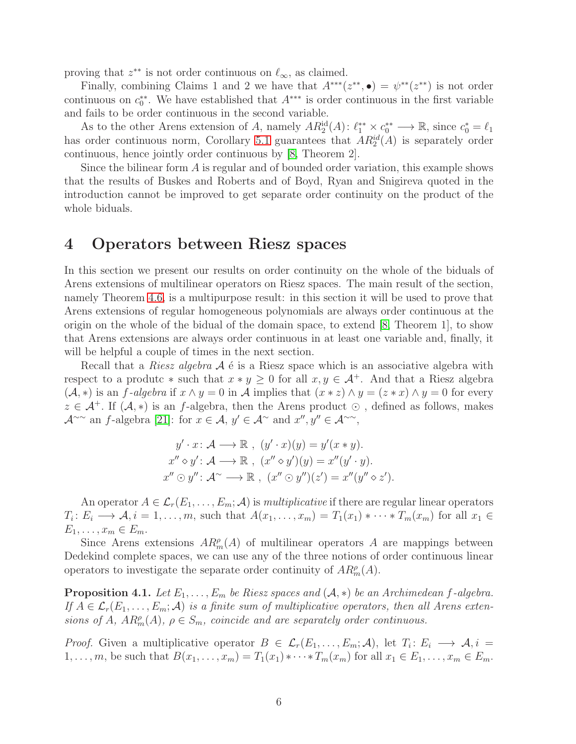proving that $z^{**}$ is not order continuous on $\ell_\infty$, as claimed.

Finally, combining Claims 1 and 2 we have that $A^{***}(z^{**}, \bullet) = \psi^{**}(z^{**})$ is not order continuous on $c_0^{**}$. We have established that $A^{***}$ is order continuous in the first variable and fails to be order continuous in the second variable.

As to the other Arens extension of $A$, namely $AR_2^{\mathrm{id}}(A)\colon \ell_1^{**} \times c_0^{**} \longrightarrow \mathbb{R}$, since $c_0^* = \ell_1$ has order continuous norm, Corollary 5.1 guarantees that $AR_2^{id}(A)$ is separately order continuous, hence jointly order continuous by [8, Theorem 2].

Since the bilinear form $A$ is regular and of bounded order variation, this example shows that the results of Buskes and Roberts and of Boyd, Ryan and Snigireva quoted in the introduction cannot be improved to get separate order continuity on the product of the whole biduals.

# 4 Operators between Riesz spaces

In this section we present our results on order continuity on the whole of the biduals of Arens extensions of multilinear operators on Riesz spaces. The main result of the section, namely Theorem 4.6, is a multipurpose result: in this section it will be used to prove that Arens extensions of regular homogeneous polynomials are always order continuous at the origin on the whole of the bidual of the domain space, to extend [8, Theorem 1], to show that Arens extensions are always order continuous in at least one variable and, finally, it will be helpful a couple of times in the next section.

Recall that a *Riesz algebra* $\mathcal{A}$ é is a Riesz space which is an associative algebra with respect to a produtc $*$ such that $x * y \geq 0$ for all $x, y \in \mathcal{A}^+$. And that a Riesz algebra $(\mathcal{A}, *)$ is an *f-algebra* if $x \wedge y = 0$ in $\mathcal{A}$ implies that $(x * z) \wedge y = (z * x) \wedge y = 0$ for every $z \in \mathcal{A}^+$. If $(\mathcal{A}, *)$ is an $f$-algebra, then the Arens product $\odot$ , defined as follows, makes $\mathcal{A}^{\sim\sim}$ an $f$-algebra [21]: for $x \in \mathcal{A}$, $y' \in \mathcal{A}^\sim$ and $x'', y'' \in \mathcal{A}^{\sim\sim}$,

$$
\begin{aligned}
y' \cdot x &\colon \mathcal{A} \longrightarrow \mathbb{R}\ ,\ (y' \cdot x)(y) = y'(x * y). \\
x'' \diamond y' &\colon \mathcal{A} \longrightarrow \mathbb{R}\ ,\ (x'' \diamond y')(y) = x''(y' \cdot y). \\
x'' \odot y'' &\colon \mathcal{A}^\sim \longrightarrow \mathbb{R}\ ,\ (x'' \odot y'')(z') = x''(y'' \diamond z').
\end{aligned}
$$

An operator $A \in \mathcal{L}_r(E_1, \ldots, E_m; \mathcal{A})$ is *multiplicative* if there are regular linear operators $T_i\colon E_i \longrightarrow \mathcal{A}, i = 1, \ldots, m$, such that $A(x_1, \ldots, x_m) = T_1(x_1) * \cdots * T_m(x_m)$ for all $x_1 \in E_1, \ldots, x_m \in E_m$.

Since Arens extensions $AR_m^\rho(A)$ of multilinear operators $A$ are mappings between Dedekind complete spaces, we can use any of the three notions of order continuous linear operators to investigate the separate order continuity of $AR_m^\rho(A)$.

**Proposition 4.1.** *Let $E_1, \ldots, E_m$ be Riesz spaces and $(\mathcal{A}, *)$ be an Archimedean $f$-algebra. If $A \in \mathcal{L}_r(E_1, \ldots, E_m; \mathcal{A})$ is a finite sum of multiplicative operators, then all Arens extensions of $A$, $AR_m^\rho(A)$, $\rho \in S_m$, coincide and are separately order continuous.*

*Proof.* Given a multiplicative operator $B \in \mathcal{L}_r(E_1, \ldots, E_m; \mathcal{A})$, let $T_i\colon E_i \longrightarrow \mathcal{A}, i = 1, \ldots, m$, be such that $B(x_1, \ldots, x_m) = T_1(x_1) * \cdots * T_m(x_m)$ for all $x_1 \in E_1, \ldots, x_m \in E_m$.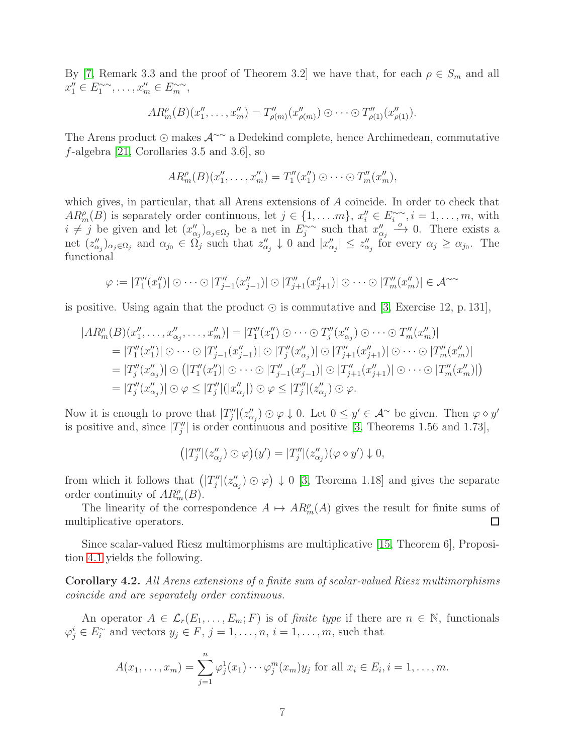By [7, Remark 3.3 and the proof of Theorem 3.2] we have that, for each $\rho \in S_m$ and all $x_1'' \in E_1^{\sim\sim}, \ldots, x_m'' \in E_m^{\sim\sim}$,

$$AR_m^\rho(B)(x_1'', \ldots, x_m'') = T_{\rho(m)}''(x_{\rho(m)}'') \odot \cdots \odot T_{\rho(1)}''(x_{\rho(1)}'').$$

The Arens product $\odot$ makes $\mathcal{A}^{\sim\sim}$ a Dedekind complete, hence Archimedean, commutative $f$-algebra [21, Corollaries 3.5 and 3.6], so

$$AR_m^\rho(B)(x_1'', \ldots, x_m'') = T_1''(x_1'') \odot \cdots \odot T_m''(x_m''),$$

which gives, in particular, that all Arens extensions of $A$ coincide. In order to check that $AR_m^\rho(B)$ is separately order continuous, let $j \in \{1, \ldots, m\}$, $x_i'' \in E_i^{\sim\sim}, i = 1, \ldots, m$, with $i \neq j$ be given and let $(x_{\alpha_j}'')_{\alpha_j \in \Omega_j}$ be a net in $E_j^{\sim\sim}$ such that $x_{\alpha_j}'' \xrightarrow{o} 0$. There exists a net $(z_{\alpha_j}'')_{\alpha_j \in \Omega_j}$ and $\alpha_{j_0} \in \Omega_j$ such that $z_{\alpha_j}'' \downarrow 0$ and $|x_{\alpha_j}''| \leq z_{\alpha_j}''$ for every $\alpha_j \geq \alpha_{j_0}$. The functional

$$\varphi := |T_1''(x_1'')| \odot \cdots \odot |T_{j-1}''(x_{j-1}'')| \odot |T_{j+1}''(x_{j+1}'')| \odot \cdots \odot |T_m''(x_m'')| \in \mathcal{A}^{\sim\sim}$$

is positive. Using again that the product $\odot$ is commutative and [3, Exercise 12, p. 131],

$$\begin{aligned}
|AR_m^\rho(B)(x_1'', \ldots, x_{\alpha_j}'', \ldots, x_m'')| &= |T_1''(x_1'') \odot \cdots \odot T_j''(x_{\alpha_j}'') \odot \cdots \odot T_m''(x_m'')| \\
&= |T_1''(x_1'')| \odot \cdots \odot |T_{j-1}'(x_{j-1}'')| \odot |T_j''(x_{\alpha_j}'')| \odot |T_{j+1}''(x_{j+1}'')| \odot \cdots \odot |T_m''(x_m'')| \\
&= |T_j''(x_{\alpha_j}'')| \odot \left(|T_1''(x_1'')| \odot \cdots \odot |T_{j-1}''(x_{j-1}'')| \odot |T_{j+1}''(x_{j+1}'')| \odot \cdots \odot |T_m''(x_m'')|\right) \\
&= |T_j''(x_{\alpha_j}'')| \odot \varphi \leq |T_j''|(|x_{\alpha_j}''|) \odot \varphi \leq |T_j''|(z_{\alpha_j}'') \odot \varphi.
\end{aligned}$$

Now it is enough to prove that $|T_j''|(z_{\alpha_j}'') \odot \varphi \downarrow 0$. Let $0 \leq y' \in \mathcal{A}^\sim$ be given. Then $\varphi \diamond y'$ is positive and, since $|T_j''|$ is order continuous and positive [3, Theorems 1.56 and 1.73],

$$\left(|T_j''|(z_{\alpha_j}'') \odot \varphi\right)(y') = |T_j''|(z_{\alpha_j}'')(\varphi \diamond y') \downarrow 0,$$

from which it follows that $\left(|T_j''|(z_{\alpha_j}'') \odot \varphi\right) \downarrow 0$ [3, Teorema 1.18] and gives the separate order continuity of $AR_m^\rho(B)$.

The linearity of the correspondence $A \mapsto AR_m^\rho(A)$ gives the result for finite sums of multiplicative operators. ☐

Since scalar-valued Riesz multimorphisms are multiplicative [15, Theorem 6], Proposition 4.1 yields the following.

**Corollary 4.2.** *All Arens extensions of a finite sum of scalar-valued Riesz multimorphisms coincide and are separately order continuous.*

An operator $A \in \mathcal{L}_r(E_1, \ldots, E_m; F)$ is of *finite type* if there are $n \in \mathbb{N}$, functionals $\varphi_j^i \in E_i^\sim$ and vectors $y_j \in F$, $j = 1, \ldots, n$, $i = 1, \ldots, m$, such that

$$A(x_1, \ldots, x_m) = \sum_{j=1}^n \varphi_j^1(x_1) \cdots \varphi_j^m(x_m) y_j \text{ for all } x_i \in E_i, i = 1, \ldots, m.$$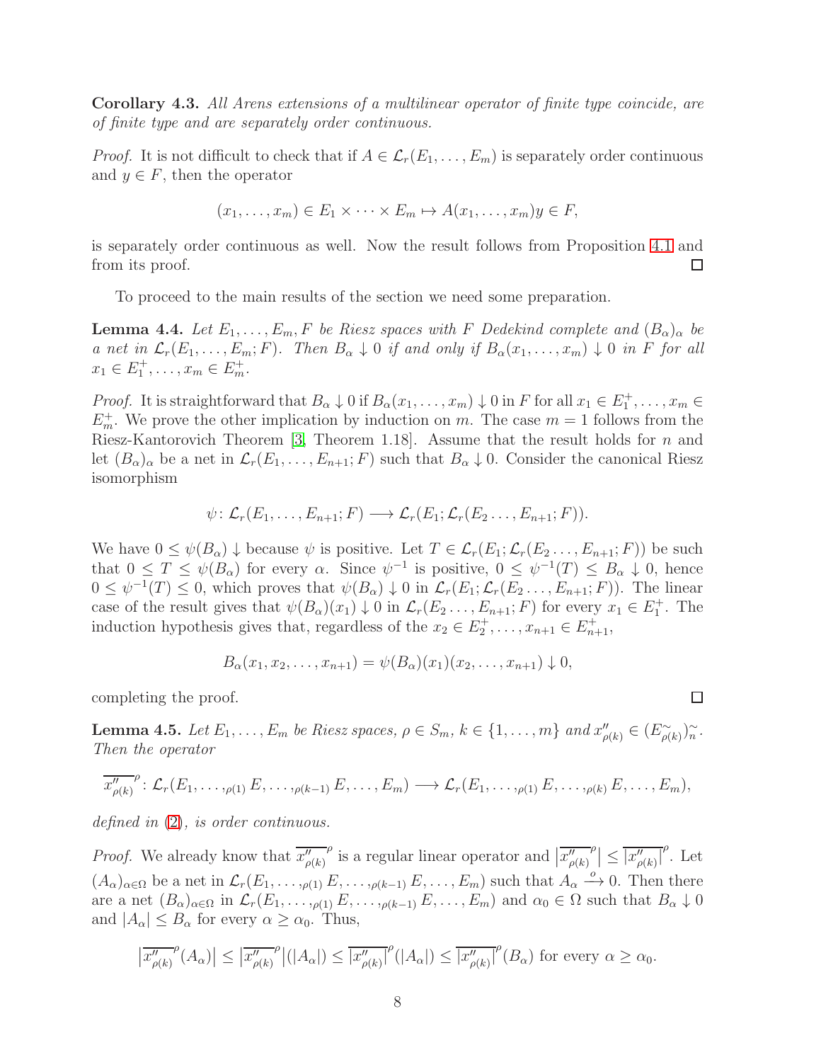**Corollary 4.3.** *All Arens extensions of a multilinear operator of finite type coincide, are of finite type and are separately order continuous.*

*Proof.* It is not difficult to check that if $A \in \mathcal{L}_r(E_1, \ldots, E_m)$ is separately order continuous and $y \in F$, then the operator

$$(x_1, \ldots, x_m) \in E_1 \times \cdots \times E_m \mapsto A(x_1, \ldots, x_m)y \in F,$$

is separately order continuous as well. Now the result follows from Proposition 4.1 and from its proof. $\square$

To proceed to the main results of the section we need some preparation.

**Lemma 4.4.** *Let $E_1, \ldots, E_m, F$ be Riesz spaces with $F$ Dedekind complete and $(B_\alpha)_\alpha$ be a net in $\mathcal{L}_r(E_1, \ldots, E_m; F)$. Then $B_\alpha \downarrow 0$ if and only if $B_\alpha(x_1, \ldots, x_m) \downarrow 0$ in $F$ for all $x_1 \in E_1^+, \ldots, x_m \in E_m^+$.*

*Proof.* It is straightforward that $B_\alpha \downarrow 0$ if $B_\alpha(x_1, \ldots, x_m) \downarrow 0$ in $F$ for all $x_1 \in E_1^+, \ldots, x_m \in E_m^+$. We prove the other implication by induction on $m$. The case $m = 1$ follows from the Riesz-Kantorovich Theorem [3, Theorem 1.18]. Assume that the result holds for $n$ and let $(B_\alpha)_\alpha$ be a net in $\mathcal{L}_r(E_1, \ldots, E_{n+1}; F)$ such that $B_\alpha \downarrow 0$. Consider the canonical Riesz isomorphism

$$\psi \colon \mathcal{L}_r(E_1, \ldots, E_{n+1}; F) \longrightarrow \mathcal{L}_r(E_1; \mathcal{L}_r(E_2 \ldots, E_{n+1}; F)).$$

We have $0 \leq \psi(B_\alpha) \downarrow$ because $\psi$ is positive. Let $T \in \mathcal{L}_r(E_1; \mathcal{L}_r(E_2 \ldots, E_{n+1}; F))$ be such that $0 \leq T \leq \psi(B_\alpha)$ for every $\alpha$. Since $\psi^{-1}$ is positive, $0 \leq \psi^{-1}(T) \leq B_\alpha \downarrow 0$, hence $0 \leq \psi^{-1}(T) \leq 0$, which proves that $\psi(B_\alpha) \downarrow 0$ in $\mathcal{L}_r(E_1; \mathcal{L}_r(E_2 \ldots, E_{n+1}; F))$. The linear case of the result gives that $\psi(B_\alpha)(x_1) \downarrow 0$ in $\mathcal{L}_r(E_2 \ldots, E_{n+1}; F)$ for every $x_1 \in E_1^+$. The induction hypothesis gives that, regardless of the $x_2 \in E_2^+, \ldots, x_{n+1} \in E_{n+1}^+$,

$$B_\alpha(x_1, x_2, \ldots, x_{n+1}) = \psi(B_\alpha)(x_1)(x_2, \ldots, x_{n+1}) \downarrow 0,$$

completing the proof. $\square$

**Lemma 4.5.** *Let $E_1, \ldots, E_m$ be Riesz spaces, $\rho \in S_m$, $k \in \{1, \ldots, m\}$ and $x''_{\rho(k)} \in (E^\sim_{\rho(k)})^\sim_n$. Then the operator*

$$\overline{x''_{\rho(k)}}^\rho \colon \mathcal{L}_r(E_1, \ldots, {}_{\rho(1)}E, \ldots, {}_{\rho(k-1)}E, \ldots, E_m) \longrightarrow \mathcal{L}_r(E_1, \ldots, {}_{\rho(1)}E, \ldots, {}_{\rho(k)}E, \ldots, E_m),$$

*defined in (2), is order continuous.*

*Proof.* We already know that $\overline{x''_{\rho(k)}}^\rho$ is a regular linear operator and $\left|\overline{x''_{\rho(k)}}^\rho\right| \leq \overline{|x''_{\rho(k)}|}^\rho$. Let $(A_\alpha)_{\alpha \in \Omega}$ be a net in $\mathcal{L}_r(E_1, \ldots, {}_{\rho(1)}E, \ldots, {}_{\rho(k-1)}E, \ldots, E_m)$ such that $A_\alpha \xrightarrow{o} 0$. Then there are a net $(B_\alpha)_{\alpha \in \Omega}$ in $\mathcal{L}_r(E_1, \ldots, {}_{\rho(1)}E, \ldots, {}_{\rho(k-1)}E, \ldots, E_m)$ and $\alpha_0 \in \Omega$ such that $B_\alpha \downarrow 0$ and $|A_\alpha| \leq B_\alpha$ for every $\alpha \geq \alpha_0$. Thus,

$$\left|\overline{x''_{\rho(k)}}^\rho(A_\alpha)\right| \leq \left|\overline{x''_{\rho(k)}}^\rho\right|(|A_\alpha|) \leq \overline{|x''_{\rho(k)}|}^\rho(|A_\alpha|) \leq \overline{|x''_{\rho(k)}|}^\rho(B_\alpha) \text{ for every } \alpha \geq \alpha_0.$$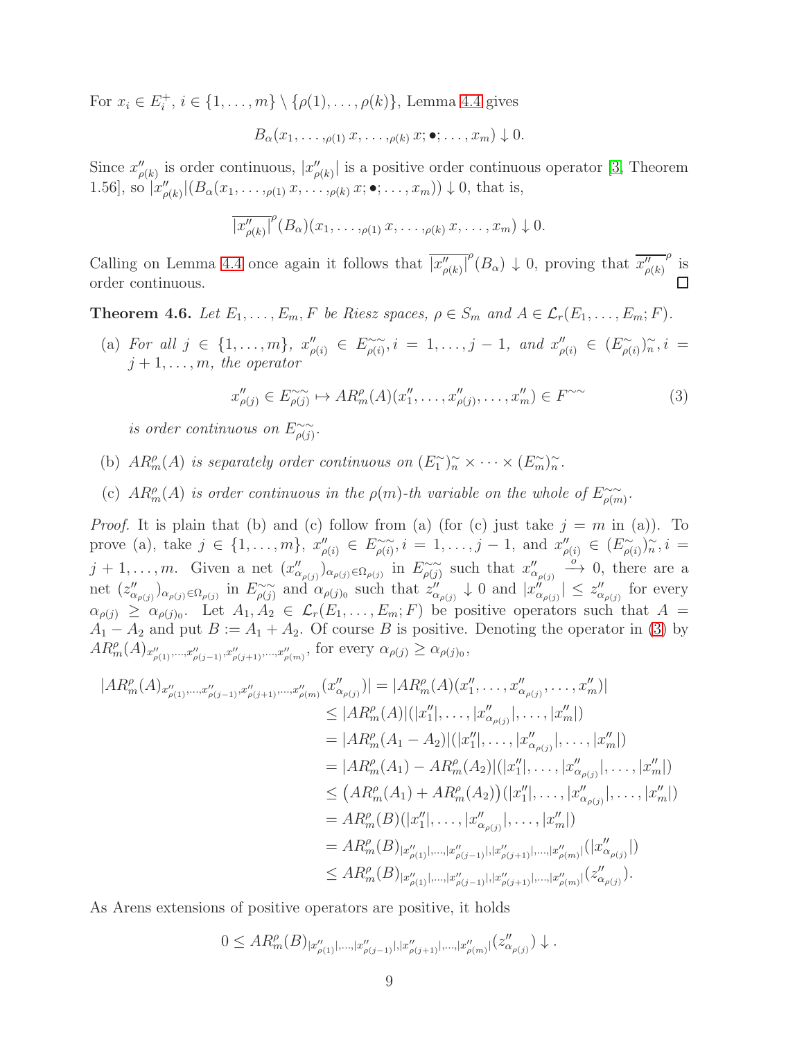For $x_i \in E_i^+$, $i \in \{1, \ldots, m\} \setminus \{\rho(1), \ldots, \rho(k)\}$, Lemma 4.4 gives

$$B_\alpha(x_1, \ldots, {}_{\rho(1)}\, x, \ldots, {}_{\rho(k)}\, x; \bullet; \ldots, x_m) \downarrow 0.$$

Since $x''_{\rho(k)}$ is order continuous, $|x''_{\rho(k)}|$ is a positive order continuous operator [3, Theorem 1.56], so $|x''_{\rho(k)}|(B_\alpha(x_1, \ldots, {}_{\rho(1)}\, x, \ldots, {}_{\rho(k)}\, x; \bullet; \ldots, x_m)) \downarrow 0$, that is,

$$\overline{|x''_{\rho(k)}|}^{\rho}(B_\alpha)(x_1, \ldots, {}_{\rho(1)}\, x, \ldots, {}_{\rho(k)}\, x, \ldots, x_m) \downarrow 0.$$

Calling on Lemma 4.4 once again it follows that $\overline{|x''_{\rho(k)}|}^{\rho}(B_\alpha) \downarrow 0$, proving that $\overline{x''_{\rho(k)}}^{\rho}$ is order continuous. $\square$

**Theorem 4.6.** *Let $E_1, \ldots, E_m, F$ be Riesz spaces, $\rho \in S_m$ and $A \in \mathcal{L}_r(E_1, \ldots, E_m; F)$.*

(a) *For all $j \in \{1, \ldots, m\}$, $x''_{\rho(i)} \in E^{\sim\sim}_{\rho(i)}, i = 1, \ldots, j-1$, and $x''_{\rho(i)} \in (E^{\sim}_{\rho(i)})^{\sim}_n, i = j+1, \ldots, m$, the operator*

$$x''_{\rho(j)} \in E^{\sim\sim}_{\rho(j)} \mapsto AR^\rho_m(A)(x''_1, \ldots, x''_{\rho(j)}, \ldots, x''_m) \in F^{\sim\sim} \tag{3}$$

*is order continuous on $E^{\sim\sim}_{\rho(j)}$.*

(b) *$AR^\rho_m(A)$ is separately order continuous on $(E^{\sim}_1)^{\sim}_n \times \cdots \times (E^{\sim}_m)^{\sim}_n$.*

(c) *$AR^\rho_m(A)$ is order continuous in the $\rho(m)$-th variable on the whole of $E^{\sim\sim}_{\rho(m)}$.*

*Proof.* It is plain that (b) and (c) follow from (a) (for (c) just take $j = m$ in (a)). To prove (a), take $j \in \{1, \ldots, m\}$, $x''_{\rho(i)} \in E^{\sim\sim}_{\rho(i)}, i = 1, \ldots, j-1$, and $x''_{\rho(i)} \in (E^{\sim}_{\rho(i)})^{\sim}_n, i = j+1, \ldots, m$. Given a net $(x''_{\alpha_{\rho(j)}})_{\alpha_{\rho(j)} \in \Omega_{\rho(j)}}$ in $E^{\sim\sim}_{\rho(j)}$ such that $x''_{\alpha_{\rho(j)}} \xrightarrow{o} 0$, there are a net $(z''_{\alpha_{\rho(j)}})_{\alpha_{\rho(j)} \in \Omega_{\rho(j)}}$ in $E^{\sim\sim}_{\rho(j)}$ and $\alpha_{\rho(j)_0}$ such that $z''_{\alpha_{\rho(j)}} \downarrow 0$ and $|x''_{\alpha_{\rho(j)}}| \leq z''_{\alpha_{\rho(j)}}$ for every $\alpha_{\rho(j)} \geq \alpha_{\rho(j)_0}$. Let $A_1, A_2 \in \mathcal{L}_r(E_1, \ldots, E_m; F)$ be positive operators such that $A = A_1 - A_2$ and put $B := A_1 + A_2$. Of course $B$ is positive. Denoting the operator in (3) by $AR^\rho_m(A)_{x''_{\rho(1)}, \ldots, x''_{\rho(j-1)}, x''_{\rho(j+1)}, \ldots, x''_{\rho(m)}}$, for every $\alpha_{\rho(j)} \geq \alpha_{\rho(j)_0}$,

$$\begin{aligned}
|AR^\rho_m(A)_{x''_{\rho(1)}, \ldots, x''_{\rho(j-1)}, x''_{\rho(j+1)}, \ldots, x''_{\rho(m)}}(x''_{\alpha_{\rho(j)}})| &= |AR^\rho_m(A)(x''_1, \ldots, x''_{\alpha_{\rho(j)}}, \ldots, x''_m)| \\
&\leq |AR^\rho_m(A)|(|x''_1|, \ldots, |x''_{\alpha_{\rho(j)}}|, \ldots, |x''_m|) \\
&= |AR^\rho_m(A_1 - A_2)|(|x''_1|, \ldots, |x''_{\alpha_{\rho(j)}}|, \ldots, |x''_m|) \\
&= |AR^\rho_m(A_1) - AR^\rho_m(A_2)|(|x''_1|, \ldots, |x''_{\alpha_{\rho(j)}}|, \ldots, |x''_m|) \\
&\leq \big(AR^\rho_m(A_1) + AR^\rho_m(A_2)\big)(|x''_1|, \ldots, |x''_{\alpha_{\rho(j)}}|, \ldots, |x''_m|) \\
&= AR^\rho_m(B)(|x''_1|, \ldots, |x''_{\alpha_{\rho(j)}}|, \ldots, |x''_m|) \\
&= AR^\rho_m(B)_{|x''_{\rho(1)}|, \ldots, |x''_{\rho(j-1)}|, |x''_{\rho(j+1)}|, \ldots, |x''_{\rho(m)}|}(|x''_{\alpha_{\rho(j)}}|) \\
&\leq AR^\rho_m(B)_{|x''_{\rho(1)}|, \ldots, |x''_{\rho(j-1)}|, |x''_{\rho(j+1)}|, \ldots, |x''_{\rho(m)}|}(z''_{\alpha_{\rho(j)}}).
\end{aligned}$$

As Arens extensions of positive operators are positive, it holds

$$0 \leq AR^\rho_m(B)_{|x''_{\rho(1)}|, \ldots, |x''_{\rho(j-1)}|, |x''_{\rho(j+1)}|, \ldots, |x''_{\rho(m)}|}(z''_{\alpha_{\rho(j)}}) \downarrow.$$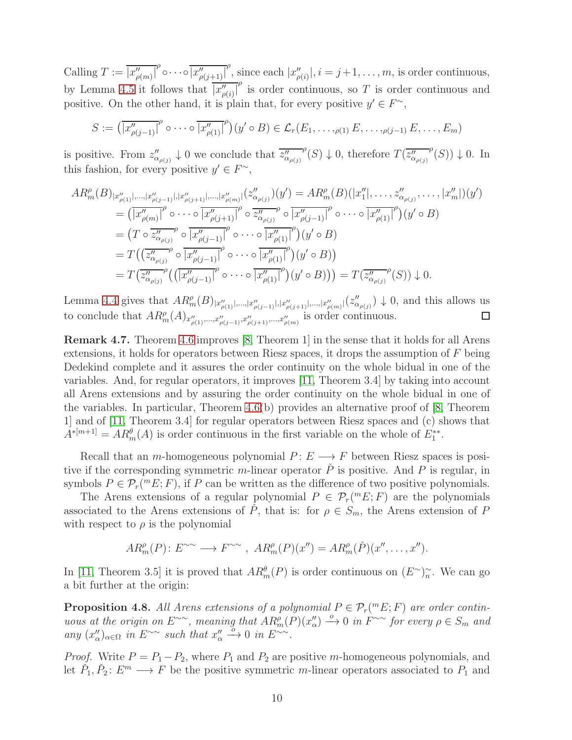Calling $T := \overline{|x''_{\rho(m)}|}^{\rho} \circ \cdots \circ \overline{|x''_{\rho(j+1)}|}^{\rho}$, since each $|x''_{\rho(i)}|$, $i = j+1, \ldots, m$, is order continuous, by Lemma 4.5 it follows that $\overline{|x''_{\rho(i)}|}^{\rho}$ is order continuous, so $T$ is order continuous and positive. On the other hand, it is plain that, for every positive $y' \in F^{\sim}$,

$$S := \big(\overline{|x''_{\rho(j-1)}|}^{\rho} \circ \cdots \circ \overline{|x''_{\rho(1)}|}^{\rho}\big)(y' \circ B) \in \mathcal{L}_r(E_1, \ldots, {}_{\rho(1)} E, \ldots, {}_{\rho(j-1)} E, \ldots, E_m)$$

is positive. From $z''_{\alpha_{\rho(j)}} \downarrow 0$ we conclude that $\overline{z''_{\alpha_{\rho(j)}}}^{\rho}(S) \downarrow 0$, therefore $T(\overline{z''_{\alpha_{\rho(j)}}}^{\rho}(S)) \downarrow 0$. In this fashion, for every positive $y' \in F^{\sim}$,

$$\begin{aligned}
AR^{\rho}_m(B)_{|x''_{\rho(1)}|, \ldots, |x''_{\rho(j-1)}|, |x''_{\rho(j+1)}|, \ldots, |x''_{\rho(m)}|}(z''_{\alpha_{\rho(j)}})(y') &= AR^{\rho}_m(B)(|x''_1|, \ldots, z''_{\alpha_{\rho(j)}}, \ldots, |x''_m|)(y') \\
&= \big(\overline{|x''_{\rho(m)}|}^{\rho} \circ \cdots \circ \overline{|x''_{\rho(j+1)}|}^{\rho} \circ \overline{z''_{\alpha_{\rho(j)}}}^{\rho} \circ \overline{|x''_{\rho(j-1)}|}^{\rho} \circ \cdots \circ \overline{|x''_{\rho(1)}|}^{\rho}\big)(y' \circ B) \\
&= \big(T \circ \overline{z''_{\alpha_{\rho(j)}}}^{\rho} \circ \overline{|x''_{\rho(j-1)}|}^{\rho} \circ \cdots \circ \overline{|x''_{\rho(1)}|}^{\rho}\big)(y' \circ B) \\
&= T\big(\big(\overline{z''_{\alpha_{\rho(j)}}}^{\rho} \circ \overline{|x''_{\rho(j-1)}|}^{\rho} \circ \cdots \circ \overline{|x''_{\rho(1)}|}^{\rho}\big)(y' \circ B)\big) \\
&= T\big(\overline{z''_{\alpha_{\rho(j)}}}^{\rho}\big(\big(\overline{|x''_{\rho(j-1)}|}^{\rho} \circ \cdots \circ \overline{|x''_{\rho(1)}|}^{\rho}\big)(y' \circ B)\big)\big) = T(\overline{z''_{\alpha_{\rho(j)}}}^{\rho}(S)) \downarrow 0.
\end{aligned}$$

Lemma 4.4 gives that $AR^{\rho}_m(B)_{|x''_{\rho(1)}|, \ldots, |x''_{\rho(j-1)}|, |x''_{\rho(j+1)}|, \ldots, |x''_{\rho(m)}|}(z''_{\alpha_{\rho(j)}}) \downarrow 0$, and this allows us to conclude that $AR^{\rho}_m(A)_{x''_{\rho(1)}, \ldots, x''_{\rho(j-1)}, x''_{\rho(j+1)}, \ldots, x''_{\rho(m)}}$ is order continuous. $\square$

**Remark 4.7.** Theorem 4.6 improves [8, Theorem 1] in the sense that it holds for all Arens extensions, it holds for operators between Riesz spaces, it drops the assumption of $F$ being Dedekind complete and it assures the order continuity on the whole bidual in one of the variables. And, for regular operators, it improves [11, Theorem 3.4] by taking into account all Arens extensions and by assuring the order continuity on the whole bidual in one of the variables. In particular, Theorem 4.6(b) provides an alternative proof of [8, Theorem 1] and of [11, Theorem 3.4] for regular operators between Riesz spaces and (c) shows that $A^{*[m+1]} = AR^{\theta}_m(A)$ is order continuous in the first variable on the whole of $E_1^{**}$.

Recall that an $m$-homogeneous polynomial $P \colon E \longrightarrow F$ between Riesz spaces is positive if the corresponding symmetric $m$-linear operator $\check{P}$ is positive. And $P$ is regular, in symbols $P \in \mathcal{P}_r({}^mE; F)$, if $P$ can be written as the difference of two positive polynomials.

The Arens extensions of a regular polynomial $P \in \mathcal{P}_r({}^mE; F)$ are the polynomials associated to the Arens extensions of $\check{P}$, that is: for $\rho \in S_m$, the Arens extension of $P$ with respect to $\rho$ is the polynomial

$$AR^{\rho}_m(P) \colon E^{\sim\sim} \longrightarrow F^{\sim\sim}\ ,\ AR^{\rho}_m(P)(x'') = AR^{\rho}_m(\check{P})(x'', \ldots, x'').$$

In [11, Theorem 3.5] it is proved that $AR^{\theta}_m(P)$ is order continuous on $(E^{\sim})^{\sim}_n$. We can go a bit further at the origin:

**Proposition 4.8.** *All Arens extensions of a polynomial $P \in \mathcal{P}_r({}^mE; F)$ are order continuous at the origin on $E^{\sim\sim}$, meaning that $AR^{\rho}_m(P)(x''_\alpha) \xrightarrow{o} 0$ in $F^{\sim\sim}$ for every $\rho \in S_m$ and any $(x''_\alpha)_{\alpha \in \Omega}$ in $E^{\sim\sim}$ such that $x''_\alpha \xrightarrow{o} 0$ in $E^{\sim\sim}$.*

*Proof.* Write $P = P_1 - P_2$, where $P_1$ and $P_2$ are positive $m$-homogeneous polynomials, and let $\check{P}_1, \check{P}_2 \colon E^m \longrightarrow F$ be the positive symmetric $m$-linear operators associated to $P_1$ and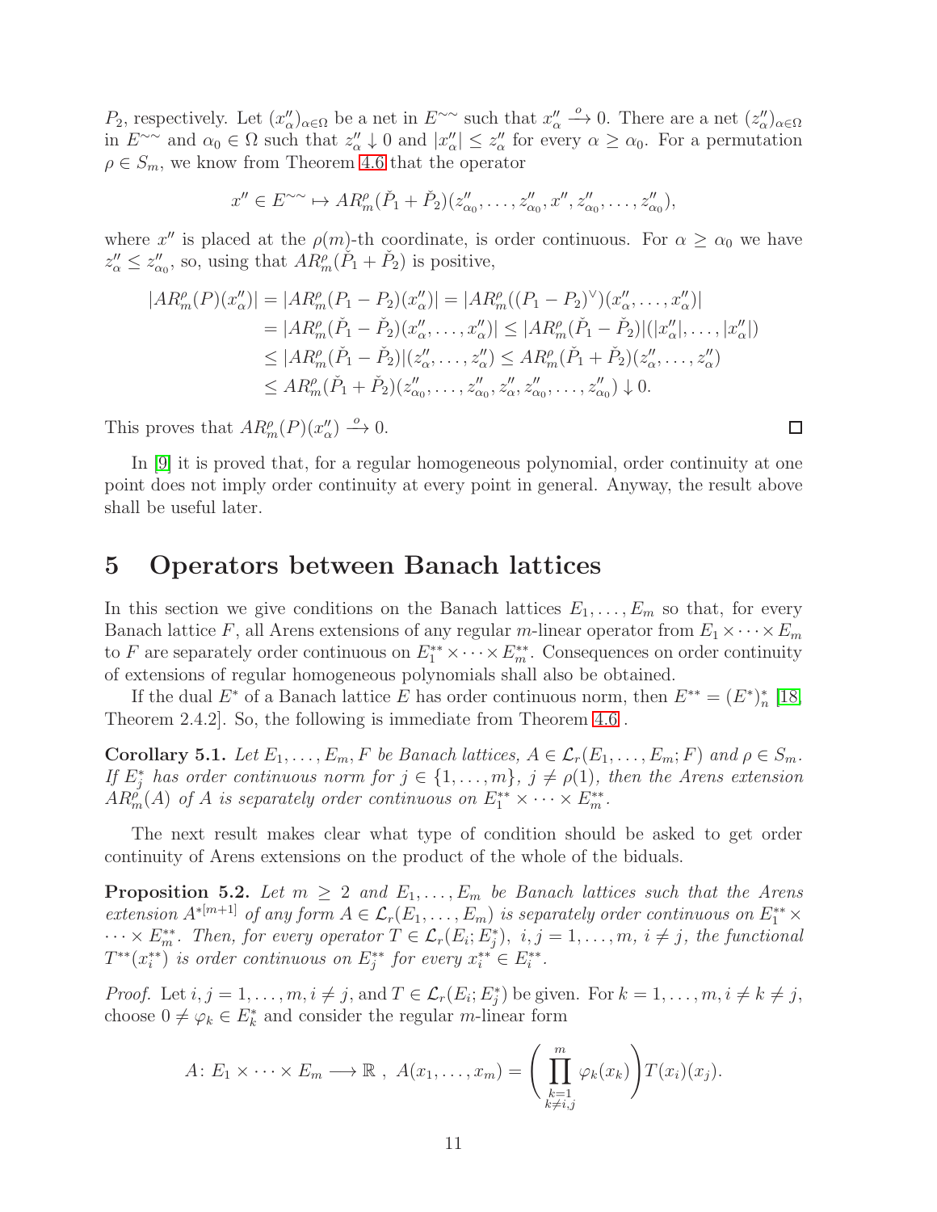$P_2$, respectively. Let $(x''_\alpha)_{\alpha\in\Omega}$ be a net in $E^{\sim\sim}$ such that $x''_\alpha \xrightarrow{o} 0$. There are a net $(z''_\alpha)_{\alpha\in\Omega}$ in $E^{\sim\sim}$ and $\alpha_0 \in \Omega$ such that $z''_\alpha \downarrow 0$ and $|x''_\alpha| \leq z''_\alpha$ for every $\alpha \geq \alpha_0$. For a permutation $\rho \in S_m$, we know from Theorem 4.6 that the operator

$$x'' \in E^{\sim\sim} \mapsto AR^\rho_m(\check{P}_1 + \check{P}_2)(z''_{\alpha_0}, \ldots, z''_{\alpha_0}, x'', z''_{\alpha_0}, \ldots, z''_{\alpha_0}),$$

where $x''$ is placed at the $\rho(m)$-th coordinate, is order continuous. For $\alpha \geq \alpha_0$ we have $z''_\alpha \leq z''_{\alpha_0}$, so, using that $AR^\rho_m(\check{P}_1 + \check{P}_2)$ is positive,

$$\begin{aligned}
|AR^\rho_m(P)(x''_\alpha)| &= |AR^\rho_m(P_1 - P_2)(x''_\alpha)| = |AR^\rho_m((P_1 - P_2)^\vee)(x''_\alpha, \ldots, x''_\alpha)| \\
&= |AR^\rho_m(\check{P}_1 - \check{P}_2)(x''_\alpha, \ldots, x''_\alpha)| \leq |AR^\rho_m(\check{P}_1 - \check{P}_2)|(|x''_\alpha|, \ldots, |x''_\alpha|) \\
&\leq |AR^\rho_m(\check{P}_1 - \check{P}_2)|(z''_\alpha, \ldots, z''_\alpha) \leq AR^\rho_m(\check{P}_1 + \check{P}_2)(z''_\alpha, \ldots, z''_\alpha) \\
&\leq AR^\rho_m(\check{P}_1 + \check{P}_2)(z''_{\alpha_0}, \ldots, z''_{\alpha_0}, z''_\alpha, z''_{\alpha_0}, \ldots, z''_{\alpha_0}) \downarrow 0.
\end{aligned}$$

This proves that $AR^\rho_m(P)(x''_\alpha) \xrightarrow{o} 0$. □

In [9] it is proved that, for a regular homogeneous polynomial, order continuity at one point does not imply order continuity at every point in general. Anyway, the result above shall be useful later.

# 5 Operators between Banach lattices

In this section we give conditions on the Banach lattices $E_1, \ldots, E_m$ so that, for every Banach lattice $F$, all Arens extensions of any regular $m$-linear operator from $E_1 \times \cdots \times E_m$ to $F$ are separately order continuous on $E_1^{**} \times \cdots \times E_m^{**}$. Consequences on order continuity of extensions of regular homogeneous polynomials shall also be obtained.

If the dual $E^*$ of a Banach lattice $E$ has order continuous norm, then $E^{**} = (E^*)^*_n$ [18, Theorem 2.4.2]. So, the following is immediate from Theorem 4.6 .

**Corollary 5.1.** *Let $E_1, \ldots, E_m, F$ be Banach lattices, $A \in \mathcal{L}_r(E_1, \ldots, E_m; F)$ and $\rho \in S_m$. If $E_j^*$ has order continuous norm for $j \in \{1, \ldots, m\}$, $j \neq \rho(1)$, then the Arens extension $AR^\rho_m(A)$ of $A$ is separately order continuous on $E_1^{**} \times \cdots \times E_m^{**}$.*

The next result makes clear what type of condition should be asked to get order continuity of Arens extensions on the product of the whole of the biduals.

**Proposition 5.2.** *Let $m \geq 2$ and $E_1, \ldots, E_m$ be Banach lattices such that the Arens extension $A^{*[m+1]}$ of any form $A \in \mathcal{L}_r(E_1, \ldots, E_m)$ is separately order continuous on $E_1^{**} \times \cdots \times E_m^{**}$. Then, for every operator $T \in \mathcal{L}_r(E_i; E_j^*)$, $i, j = 1, \ldots, m$, $i \neq j$, the functional $T^{**}(x_i^{**})$ is order continuous on $E_j^{**}$ for every $x_i^{**} \in E_i^{**}$.*

*Proof.* Let $i, j = 1, \ldots, m, i \neq j$, and $T \in \mathcal{L}_r(E_i; E_j^*)$ be given. For $k = 1, \ldots, m, i \neq k \neq j$, choose $0 \neq \varphi_k \in E_k^*$ and consider the regular $m$-linear form

$$A \colon E_1 \times \cdots E_m \longrightarrow \mathbb{R}\ ,\ A(x_1, \ldots, x_m) = \left( \prod_{\substack{k=1 \\ k \neq i,j}}^m \varphi_k(x_k) \right) T(x_i)(x_j).$$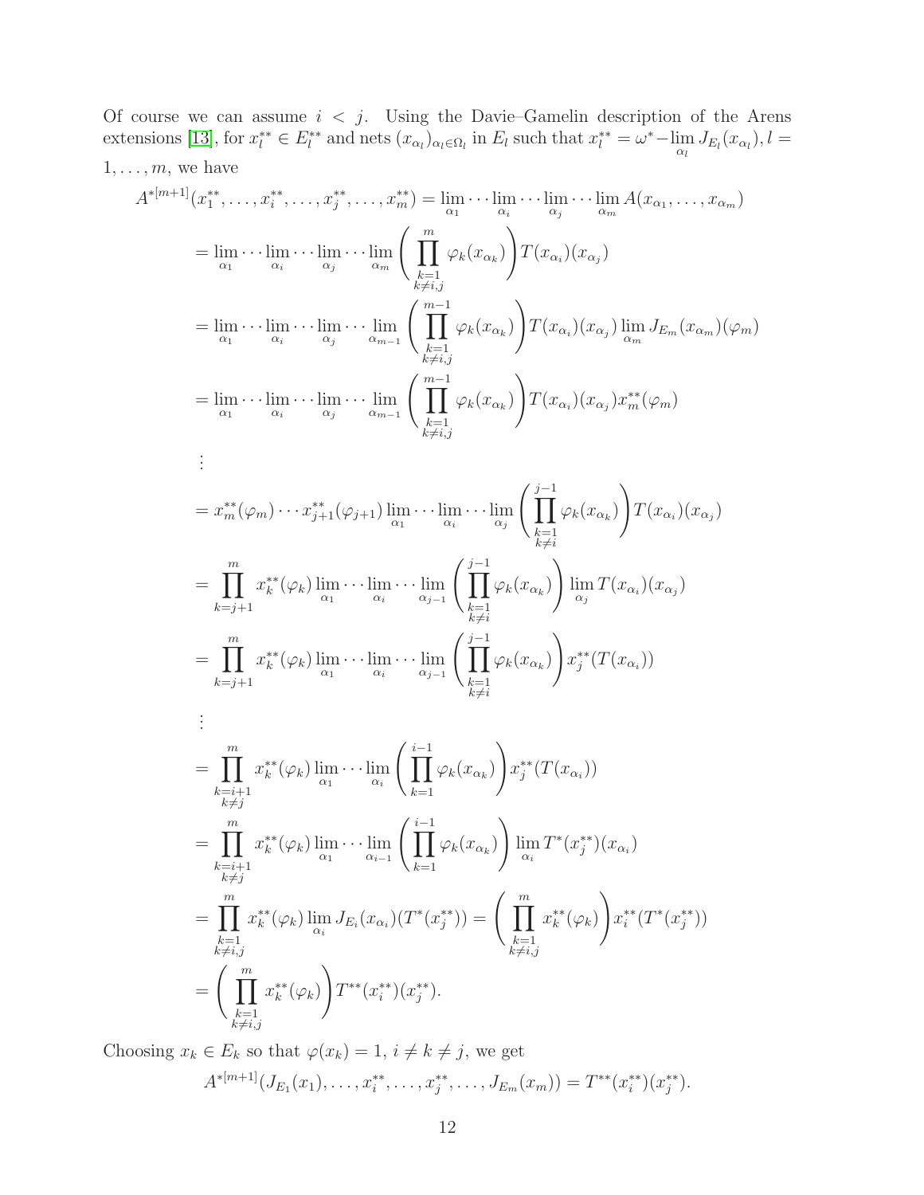Of course we can assume $i < j$. Using the Davie–Gamelin description of the Arens extensions [13], for $x_l^{**} \in E_l^{**}$ and nets $(x_{\alpha_l})_{\alpha_l \in \Omega_l}$ in $E_l$ such that $x_l^{**} = \omega^*-\lim\limits_{\alpha_l} J_{E_l}(x_{\alpha_l}), l = 1, \ldots, m$, we have

$$
\begin{aligned}
A^{*[m+1]}(x_1^{**}, \ldots, x_i^{**}, \ldots, x_j^{**}, \ldots, x_m^{**}) &= \lim_{\alpha_1} \cdots \lim_{\alpha_i} \cdots \lim_{\alpha_j} \cdots \lim_{\alpha_m} A(x_{\alpha_1}, \ldots, x_{\alpha_m}) \\
&= \lim_{\alpha_1} \cdots \lim_{\alpha_i} \cdots \lim_{\alpha_j} \cdots \lim_{\alpha_m} \left( \prod_{\substack{k=1 \\ k \neq i,j}}^{m} \varphi_k(x_{\alpha_k}) \right) T(x_{\alpha_i})(x_{\alpha_j}) \\
&= \lim_{\alpha_1} \cdots \lim_{\alpha_i} \cdots \lim_{\alpha_j} \cdots \lim_{\alpha_{m-1}} \left( \prod_{\substack{k=1 \\ k \neq i,j}}^{m-1} \varphi_k(x_{\alpha_k}) \right) T(x_{\alpha_i})(x_{\alpha_j}) \lim_{\alpha_m} J_{E_m}(x_{\alpha_m})(\varphi_m) \\
&= \lim_{\alpha_1} \cdots \lim_{\alpha_i} \cdots \lim_{\alpha_j} \cdots \lim_{\alpha_{m-1}} \left( \prod_{\substack{k=1 \\ k \neq i,j}}^{m-1} \varphi_k(x_{\alpha_k}) \right) T(x_{\alpha_i})(x_{\alpha_j}) x_m^{**}(\varphi_m) \\
&\;\;\vdots \\
&= x_m^{**}(\varphi_m) \cdots x_{j+1}^{**}(\varphi_{j+1}) \lim_{\alpha_1} \cdots \lim_{\alpha_i} \cdots \lim_{\alpha_j} \left( \prod_{\substack{k=1 \\ k \neq i}}^{j-1} \varphi_k(x_{\alpha_k}) \right) T(x_{\alpha_i})(x_{\alpha_j}) \\
&= \prod_{k=j+1}^{m} x_k^{**}(\varphi_k) \lim_{\alpha_1} \cdots \lim_{\alpha_i} \cdots \lim_{\alpha_{j-1}} \left( \prod_{\substack{k=1 \\ k \neq i}}^{j-1} \varphi_k(x_{\alpha_k}) \right) \lim_{\alpha_j} T(x_{\alpha_i})(x_{\alpha_j}) \\
&= \prod_{k=j+1}^{m} x_k^{**}(\varphi_k) \lim_{\alpha_1} \cdots \lim_{\alpha_i} \cdots \lim_{\alpha_{j-1}} \left( \prod_{\substack{k=1 \\ k \neq i}}^{j-1} \varphi_k(x_{\alpha_k}) \right) x_j^{**}(T(x_{\alpha_i})) \\
&\;\;\vdots \\
&= \prod_{\substack{k=i+1 \\ k \neq j}}^{m} x_k^{**}(\varphi_k) \lim_{\alpha_1} \cdots \lim_{\alpha_i} \left( \prod_{k=1}^{i-1} \varphi_k(x_{\alpha_k}) \right) x_j^{**}(T(x_{\alpha_i})) \\
&= \prod_{\substack{k=i+1 \\ k \neq j}}^{m} x_k^{**}(\varphi_k) \lim_{\alpha_1} \cdots \lim_{\alpha_{i-1}} \left( \prod_{k=1}^{i-1} \varphi_k(x_{\alpha_k}) \right) \lim_{\alpha_i} T^*(x_j^{**})(x_{\alpha_i}) \\
&= \prod_{\substack{k=1 \\ k \neq i,j}}^{m} x_k^{**}(\varphi_k) \lim_{\alpha_i} J_{E_i}(x_{\alpha_i})(T^*(x_j^{**})) = \left( \prod_{\substack{k=1 \\ k \neq i,j}}^{m} x_k^{**}(\varphi_k) \right) x_i^{**}(T^*(x_j^{**})) \\
&= \left( \prod_{\substack{k=1 \\ k \neq i,j}}^{m} x_k^{**}(\varphi_k) \right) T^{**}(x_i^{**})(x_j^{**}).
\end{aligned}
$$

Choosing $x_k \in E_k$ so that $\varphi(x_k) = 1$, $i \neq k \neq j$, we get

$$
A^{*[m+1]}(J_{E_1}(x_1), \ldots, x_i^{**}, \ldots, x_j^{**}, \ldots, J_{E_m}(x_m)) = T^{**}(x_i^{**})(x_j^{**}).
$$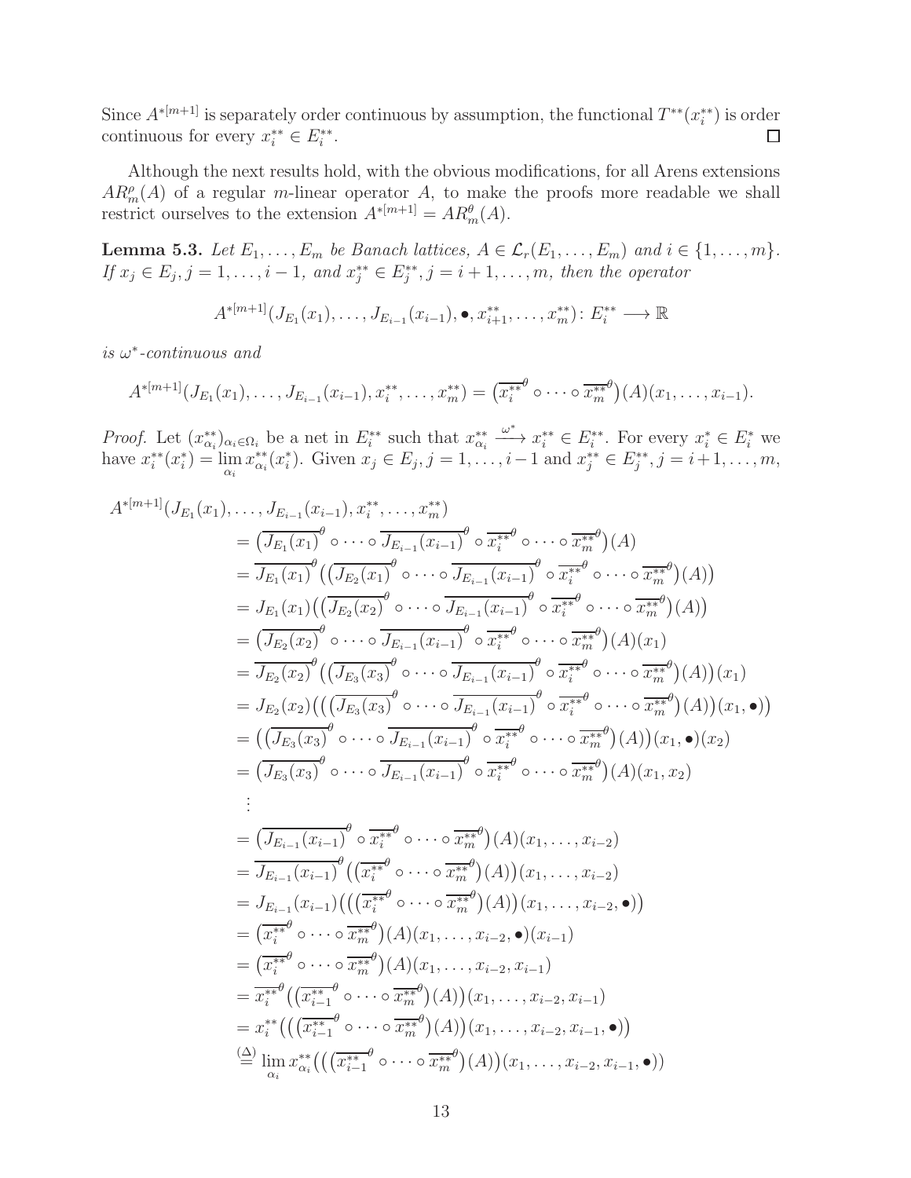Since $A^{*[m+1]}$ is separately order continuous by assumption, the functional $T^{**}(x_i^{**})$ is order continuous for every $x_i^{**} \in E_i^{**}$. $\square$

Although the next results hold, with the obvious modifications, for all Arens extensions $AR_m^\rho(A)$ of a regular $m$-linear operator $A$, to make the proofs more readable we shall restrict ourselves to the extension $A^{*[m+1]} = AR_m^\theta(A)$.

**Lemma 5.3.** *Let $E_1, \ldots, E_m$ be Banach lattices, $A \in \mathcal{L}_r(E_1, \ldots, E_m)$ and $i \in \{1, \ldots, m\}$. If $x_j \in E_j, j = 1, \ldots, i-1$, and $x_j^{**} \in E_j^{**}, j = i+1, \ldots, m$, then the operator*

$$A^{*[m+1]}(J_{E_1}(x_1), \ldots, J_{E_{i-1}}(x_{i-1}), \bullet, x_{i+1}^{**}, \ldots, x_m^{**}) \colon E_i^{**} \longrightarrow \mathbb{R}$$

*is $\omega^*$-continuous and*

$$A^{*[m+1]}(J_{E_1}(x_1), \ldots, J_{E_{i-1}}(x_{i-1}), x_i^{**}, \ldots, x_m^{**}) = \big(\overline{x_i^{**}}^\theta \circ \cdots \circ \overline{x_m^{**}}^\theta\big)(A)(x_1, \ldots, x_{i-1}).$$

*Proof.* Let $(x_{\alpha_i}^{**})_{\alpha_i \in \Omega_i}$ be a net in $E_i^{**}$ such that $x_{\alpha_i}^{**} \xrightarrow{\omega^*} x_i^{**} \in E_i^{**}$. For every $x_i^* \in E_i^*$ we have $x_i^{**}(x_i^*) = \lim\limits_{\alpha_i} x_{\alpha_i}^{**}(x_i^*)$. Given $x_j \in E_j, j = 1, \ldots, i-1$ and $x_j^{**} \in E_j^{**}, j = i+1, \ldots, m$,

$$\begin{aligned}
A^{*[m+1]}&(J_{E_1}(x_1), \ldots, J_{E_{i-1}}(x_{i-1}), x_i^{**}, \ldots, x_m^{**}) \\
&= \big(\overline{J_{E_1}(x_1)}^\theta \circ \cdots \circ \overline{J_{E_{i-1}}(x_{i-1})}^\theta \circ \overline{x_i^{**}}^\theta \circ \cdots \circ \overline{x_m^{**}}^\theta\big)(A) \\
&= \overline{J_{E_1}(x_1)}^\theta\big(\big(\overline{J_{E_2}(x_1)}^\theta \circ \cdots \circ \overline{J_{E_{i-1}}(x_{i-1})}^\theta \circ \overline{x_i^{**}}^\theta \circ \cdots \circ \overline{x_m^{**}}^\theta\big)(A)\big) \\
&= J_{E_1}(x_1)\big(\big(\overline{J_{E_2}(x_2)}^\theta \circ \cdots \circ \overline{J_{E_{i-1}}(x_{i-1})}^\theta \circ \overline{x_i^{**}}^\theta \circ \cdots \circ \overline{x_m^{**}}^\theta\big)(A)\big) \\
&= \big(\overline{J_{E_2}(x_2)}^\theta \circ \cdots \circ \overline{J_{E_{i-1}}(x_{i-1})}^\theta \circ \overline{x_i^{**}}^\theta \circ \cdots \circ \overline{x_m^{**}}^\theta\big)(A)(x_1) \\
&= \overline{J_{E_2}(x_2)}^\theta\big(\big(\overline{J_{E_3}(x_3)}^\theta \circ \cdots \circ \overline{J_{E_{i-1}}(x_{i-1})}^\theta \circ \overline{x_i^{**}}^\theta \circ \cdots \circ \overline{x_m^{**}}^\theta\big)(A)\big)(x_1) \\
&= J_{E_2}(x_2)\big(\big(\big(\overline{J_{E_3}(x_3)}^\theta \circ \cdots \circ \overline{J_{E_{i-1}}(x_{i-1})}^\theta \circ \overline{x_i^{**}}^\theta \circ \cdots \circ \overline{x_m^{**}}^\theta\big)(A)\big)(x_1, \bullet)\big) \\
&= \big(\big(\overline{J_{E_3}(x_3)}^\theta \circ \cdots \circ \overline{J_{E_{i-1}}(x_{i-1})}^\theta \circ \overline{x_i^{**}}^\theta \circ \cdots \circ \overline{x_m^{**}}^\theta\big)(A)\big)(x_1, \bullet)(x_2) \\
&= \big(\overline{J_{E_3}(x_3)}^\theta \circ \cdots \circ \overline{J_{E_{i-1}}(x_{i-1})}^\theta \circ \overline{x_i^{**}}^\theta \circ \cdots \circ \overline{x_m^{**}}^\theta\big)(A)(x_1, x_2) \\
&\;\;\vdots \\
&= \big(\overline{J_{E_{i-1}}(x_{i-1})}^\theta \circ \overline{x_i^{**}}^\theta \circ \cdots \circ \overline{x_m^{**}}^\theta\big)(A)(x_1, \ldots, x_{i-2}) \\
&= \overline{J_{E_{i-1}}(x_{i-1})}^\theta\big(\big(\overline{x_i^{**}}^\theta \circ \cdots \circ \overline{x_m^{**}}^\theta\big)(A)\big)(x_1, \ldots, x_{i-2}) \\
&= J_{E_{i-1}}(x_{i-1})\big(\big(\big(\overline{x_i^{**}}^\theta \circ \cdots \circ \overline{x_m^{**}}^\theta\big)(A)\big)(x_1, \ldots, x_{i-2}, \bullet)\big) \\
&= \big(\overline{x_i^{**}}^\theta \circ \cdots \circ \overline{x_m^{**}}^\theta\big)(A)(x_1, \ldots, x_{i-2}, \bullet)(x_{i-1}) \\
&= \big(\overline{x_i^{**}}^\theta \circ \cdots \circ \overline{x_m^{**}}^\theta\big)(A)(x_1, \ldots, x_{i-2}, x_{i-1}) \\
&= \overline{x_i^{**}}^\theta\big(\big(\overline{x_{i-1}^{**}}^\theta \circ \cdots \circ \overline{x_m^{**}}^\theta\big)(A)\big)(x_1, \ldots, x_{i-2}, x_{i-1}) \\
&= x_i^{**}\big(\big(\big(\overline{x_{i-1}^{**}}^\theta \circ \cdots \circ \overline{x_m^{**}}^\theta\big)(A)\big)(x_1, \ldots, x_{i-2}, x_{i-1}, \bullet)\big) \\
&\overset{(\Delta)}{=} \lim_{\alpha_i} x_{\alpha_i}^{**}\big(\big(\big(\overline{x_{i-1}^{**}}^\theta \circ \cdots \circ \overline{x_m^{**}}^\theta\big)(A)\big)(x_1, \ldots, x_{i-2}, x_{i-1}, \bullet)\big)
\end{aligned}$$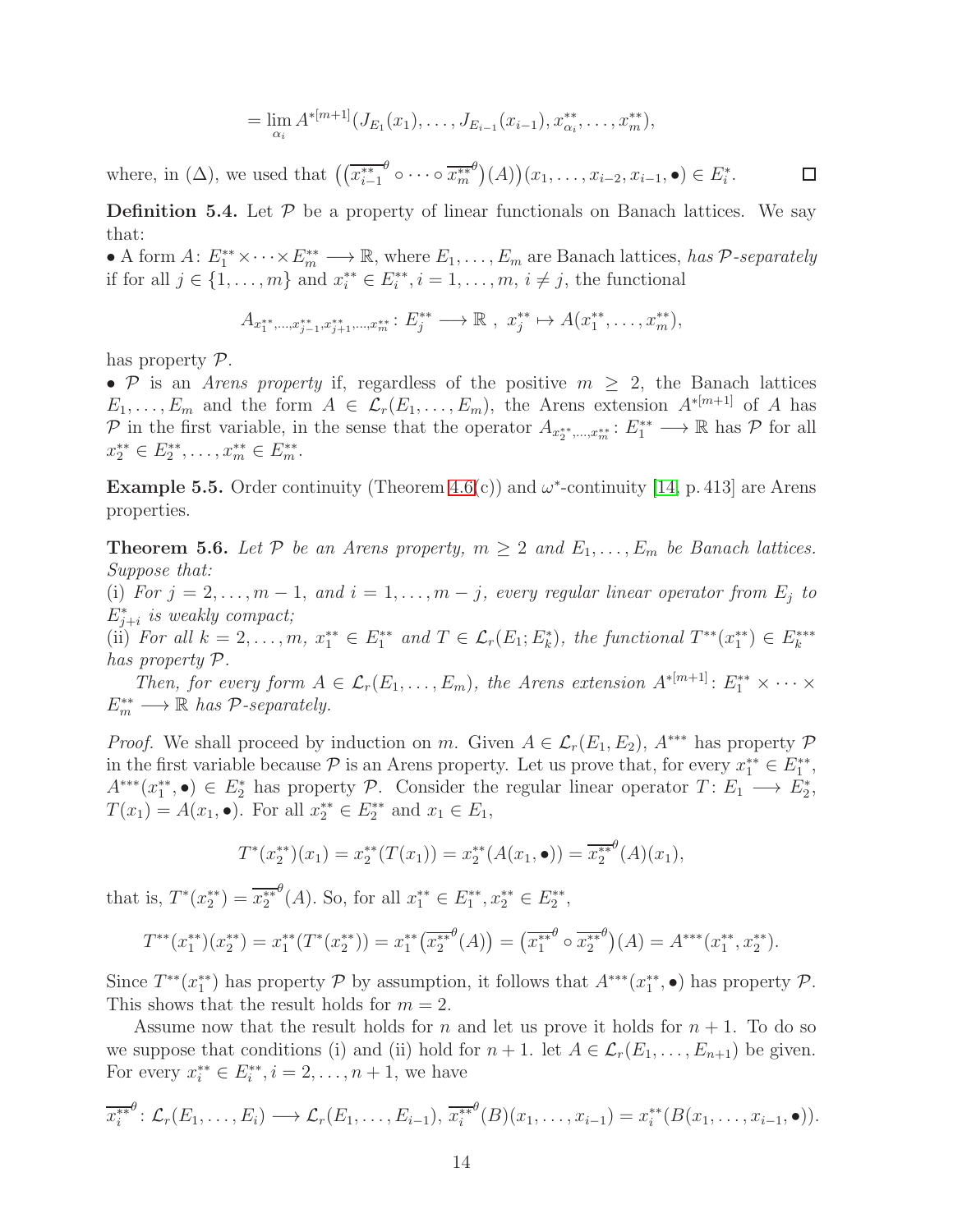$$= \lim_{\alpha_i} A^{*[m+1]}(J_{E_1}(x_1), \dots, J_{E_{i-1}}(x_{i-1}), x^{**}_{\alpha_i}, \dots, x^{**}_m),$$

where, in ($\Delta$), we used that $\big((\overline{x^{**}_{i-1}}^{\theta} \circ \cdots \circ \overline{x^{**}_m}^{\theta})(A)\big)(x_1, \dots, x_{i-2}, x_{i-1}, \bullet) \in E_i^*$. $\square$

**Definition 5.4.** Let $\mathcal{P}$ be a property of linear functionals on Banach lattices. We say that:

• A form $A\colon E_1^{**} \times \cdots \times E_m^{**} \longrightarrow \mathbb{R}$, where $E_1, \dots, E_m$ are Banach lattices, *has $\mathcal{P}$-separately* if for all $j \in \{1, \dots, m\}$ and $x_i^{**} \in E_i^{**}, i = 1, \dots, m$, $i \neq j$, the functional

$$A_{x_1^{**}, \dots, x_{j-1}^{**}, x_{j+1}^{**}, \dots, x_m^{**}}\colon E_j^{**} \longrightarrow \mathbb{R}\ ,\ x_j^{**} \mapsto A(x_1^{**}, \dots, x_m^{**}),$$

has property $\mathcal{P}$.

• $\mathcal{P}$ is an *Arens property* if, regardless of the positive $m \geq 2$, the Banach lattices $E_1, \dots, E_m$ and the form $A \in \mathcal{L}_r(E_1, \dots, E_m)$, the Arens extension $A^{*[m+1]}$ of $A$ has $\mathcal{P}$ in the first variable, in the sense that the operator $A_{x_2^{**}, \dots, x_m^{**}}\colon E_1^{**} \longrightarrow \mathbb{R}$ has $\mathcal{P}$ for all $x_2^{**} \in E_2^{**}, \dots, x_m^{**} \in E_m^{**}$.

**Example 5.5.** Order continuity (Theorem 4.6(c)) and $\omega^*$-continuity [14, p. 413] are Arens properties.

**Theorem 5.6.** *Let $\mathcal{P}$ be an Arens property, $m \geq 2$ and $E_1, \dots, E_m$ be Banach lattices. Suppose that:*

(i) *For $j = 2, \dots, m-1$, and $i = 1, \dots, m-j$, every regular linear operator from $E_j$ to $E_{j+i}^*$ is weakly compact;*

(ii) *For all $k = 2, \dots, m$, $x_1^{**} \in E_1^{**}$ and $T \in \mathcal{L}_r(E_1; E_k^*)$, the functional $T^{**}(x_1^{**}) \in E_k^{***}$ has property $\mathcal{P}$.*

*Then, for every form $A \in \mathcal{L}_r(E_1, \dots, E_m)$, the Arens extension $A^{*[m+1]}\colon E_1^{**} \times \cdots \times E_m^{**} \longrightarrow \mathbb{R}$ has $\mathcal{P}$-separately.*

*Proof.* We shall proceed by induction on $m$. Given $A \in \mathcal{L}_r(E_1, E_2)$, $A^{***}$ has property $\mathcal{P}$ in the first variable because $\mathcal{P}$ is an Arens property. Let us prove that, for every $x_1^{**} \in E_1^{**}$, $A^{***}(x_1^{**}, \bullet) \in E_2^*$ has property $\mathcal{P}$. Consider the regular linear operator $T\colon E_1 \longrightarrow E_2^*$, $T(x_1) = A(x_1, \bullet)$. For all $x_2^{**} \in E_2^{**}$ and $x_1 \in E_1$,

$$T^*(x_2^{**})(x_1) = x_2^{**}(T(x_1)) = x_2^{**}(A(x_1, \bullet)) = \overline{x_2^{**}}^{\theta}(A)(x_1),$$

that is, $T^*(x_2^{**}) = \overline{x_2^{**}}^{\theta}(A)$. So, for all $x_1^{**} \in E_1^{**}, x_2^{**} \in E_2^{**}$,

$$T^{**}(x_1^{**})(x_2^{**}) = x_1^{**}(T^*(x_2^{**})) = x_1^{**}\big(\overline{x_2^{**}}^{\theta}(A)\big) = \big(\overline{x_1^{**}}^{\theta} \circ \overline{x_2^{**}}^{\theta}\big)(A) = A^{***}(x_1^{**}, x_2^{**}).$$

Since $T^{**}(x_1^{**})$ has property $\mathcal{P}$ by assumption, it follows that $A^{***}(x_1^{**}, \bullet)$ has property $\mathcal{P}$. This shows that the result holds for $m = 2$.

Assume now that the result holds for $n$ and let us prove it holds for $n+1$. To do so we suppose that conditions (i) and (ii) hold for $n+1$. let $A \in \mathcal{L}_r(E_1, \dots, E_{n+1})$ be given. For every $x_i^{**} \in E_i^{**}, i = 2, \dots, n+1$, we have

$$\overline{x_i^{**}}^{\theta}\colon \mathcal{L}_r(E_1, \dots, E_i) \longrightarrow \mathcal{L}_r(E_1, \dots, E_{i-1}),\ \overline{x_i^{**}}^{\theta}(B)(x_1, \dots, x_{i-1}) = x_i^{**}(B(x_1, \dots, x_{i-1}, \bullet)).$$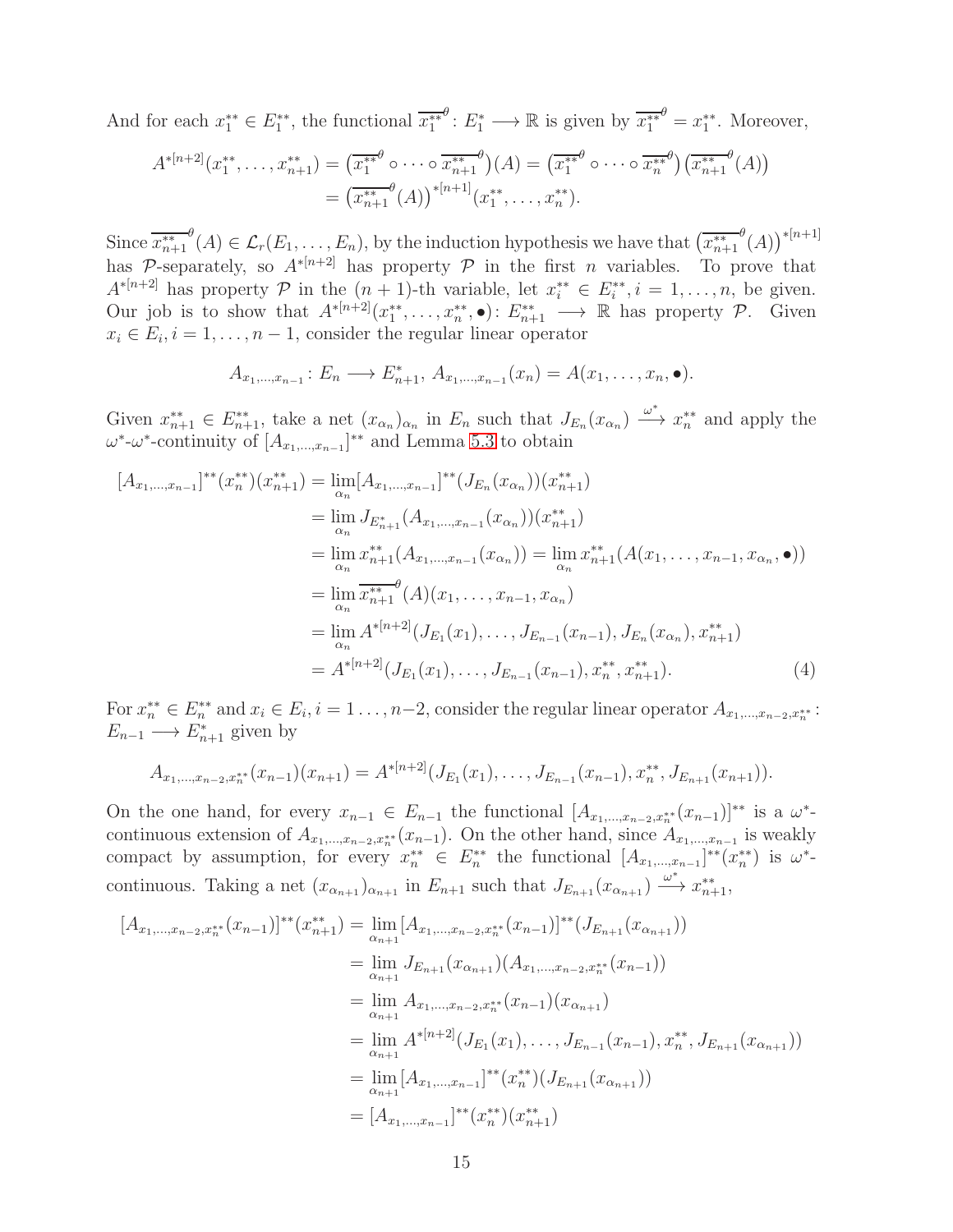And for each $x_1^{**} \in E_1^{**}$, the functional $\overline{x_1^{**}}^\theta \colon E_1^* \longrightarrow \mathbb{R}$ is given by $\overline{x_1^{**}}^\theta = x_1^{**}$. Moreover,

$$
\begin{aligned}
A^{*[n+2]}(x_1^{**}, \ldots, x_{n+1}^{**}) &= \left(\overline{x_1^{**}}^\theta \circ \cdots \circ \overline{x_{n+1}^{**}}^\theta\right)(A) = \left(\overline{x_1^{**}}^\theta \circ \cdots \circ \overline{x_n^{**}}^\theta\right)\left(\overline{x_{n+1}^{**}}^\theta(A)\right) \\
&= \left(\overline{x_{n+1}^{**}}^\theta(A)\right)^{*[n+1]}(x_1^{**}, \ldots, x_n^{**}).
\end{aligned}
$$

Since $\overline{x_{n+1}^{**}}^\theta(A) \in \mathcal{L}_r(E_1, \ldots, E_n)$, by the induction hypothesis we have that $\left(\overline{x_{n+1}^{**}}^\theta(A)\right)^{*[n+1]}$ has $\mathcal{P}$-separately, so $A^{*[n+2]}$ has property $\mathcal{P}$ in the first $n$ variables. To prove that $A^{*[n+2]}$ has property $\mathcal{P}$ in the $(n+1)$-th variable, let $x_i^{**} \in E_i^{**}, i = 1, \ldots, n$, be given. Our job is to show that $A^{*[n+2]}(x_1^{**}, \ldots, x_n^{**}, \bullet) \colon E_{n+1}^{**} \longrightarrow \mathbb{R}$ has property $\mathcal{P}$. Given $x_i \in E_i, i = 1, \ldots, n-1$, consider the regular linear operator

$$
A_{x_1,\ldots,x_{n-1}} \colon E_n \longrightarrow E_{n+1}^*, \; A_{x_1,\ldots,x_{n-1}}(x_n) = A(x_1, \ldots, x_n, \bullet).
$$

Given $x_{n+1}^{**} \in E_{n+1}^{**}$, take a net $(x_{\alpha_n})_{\alpha_n}$ in $E_n$ such that $J_{E_n}(x_{\alpha_n}) \xrightarrow{\omega^*} x_n^{**}$ and apply the $\omega^*$-$\omega^*$-continuity of $[A_{x_1,\ldots,x_{n-1}}]^{**}$ and Lemma 5.3 to obtain

$$
\begin{aligned}
[A_{x_1,\ldots,x_{n-1}}]^{**}(x_n^{**})(x_{n+1}^{**}) &= \lim_{\alpha_n} [A_{x_1,\ldots,x_{n-1}}]^{**}(J_{E_n}(x_{\alpha_n}))(x_{n+1}^{**}) \\
&= \lim_{\alpha_n} J_{E_{n+1}^*}(A_{x_1,\ldots,x_{n-1}}(x_{\alpha_n}))(x_{n+1}^{**}) \\
&= \lim_{\alpha_n} x_{n+1}^{**}(A_{x_1,\ldots,x_{n-1}}(x_{\alpha_n})) = \lim_{\alpha_n} x_{n+1}^{**}(A(x_1, \ldots, x_{n-1}, x_{\alpha_n}, \bullet)) \\
&= \lim_{\alpha_n} \overline{x_{n+1}^{**}}^\theta(A)(x_1, \ldots, x_{n-1}, x_{\alpha_n}) \\
&= \lim_{\alpha_n} A^{*[n+2]}(J_{E_1}(x_1), \ldots, J_{E_{n-1}}(x_{n-1}), J_{E_n}(x_{\alpha_n}), x_{n+1}^{**}) \\
&= A^{*[n+2]}(J_{E_1}(x_1), \ldots, J_{E_{n-1}}(x_{n-1}), x_n^{**}, x_{n+1}^{**}).
\end{aligned} \tag{4}
$$

For $x_n^{**} \in E_n^{**}$ and $x_i \in E_i, i = 1 \ldots, n-2$, consider the regular linear operator $A_{x_1,\ldots,x_{n-2},x_n^{**}} \colon E_{n-1} \longrightarrow E_{n+1}^*$ given by

$$
A_{x_1,\ldots,x_{n-2},x_n^{**}}(x_{n-1})(x_{n+1}) = A^{*[n+2]}(J_{E_1}(x_1), \ldots, J_{E_{n-1}}(x_{n-1}), x_n^{**}, J_{E_{n+1}}(x_{n+1})).
$$

On the one hand, for every $x_{n-1} \in E_{n-1}$ the functional $[A_{x_1,\ldots,x_{n-2},x_n^{**}}(x_{n-1})]^{**}$ is a $\omega^*$-continuous extension of $A_{x_1,\ldots,x_{n-2},x_n^{**}}(x_{n-1})$. On the other hand, since $A_{x_1,\ldots,x_{n-1}}$ is weakly compact by assumption, for every $x_n^{**} \in E_n^{**}$ the functional $[A_{x_1,\ldots,x_{n-1}}]^{**}(x_n^{**})$ is $\omega^*$-continuous. Taking a net $(x_{\alpha_{n+1}})_{\alpha_{n+1}}$ in $E_{n+1}$ such that $J_{E_{n+1}}(x_{\alpha_{n+1}}) \xrightarrow{\omega^*} x_{n+1}^{**}$,

$$
\begin{aligned}
[A_{x_1,\ldots,x_{n-2},x_n^{**}}(x_{n-1})]^{**}(x_{n+1}^{**}) &= \lim_{\alpha_{n+1}} [A_{x_1,\ldots,x_{n-2},x_n^{**}}(x_{n-1})]^{**}(J_{E_{n+1}}(x_{\alpha_{n+1}})) \\
&= \lim_{\alpha_{n+1}} J_{E_{n+1}}(x_{\alpha_{n+1}})(A_{x_1,\ldots,x_{n-2},x_n^{**}}(x_{n-1})) \\
&= \lim_{\alpha_{n+1}} A_{x_1,\ldots,x_{n-2},x_n^{**}}(x_{n-1})(x_{\alpha_{n+1}}) \\
&= \lim_{\alpha_{n+1}} A^{*[n+2]}(J_{E_1}(x_1), \ldots, J_{E_{n-1}}(x_{n-1}), x_n^{**}, J_{E_{n+1}}(x_{\alpha_{n+1}})) \\
&= \lim_{\alpha_{n+1}} [A_{x_1,\ldots,x_{n-1}}]^{**}(x_n^{**})(J_{E_{n+1}}(x_{\alpha_{n+1}})) \\
&= [A_{x_1,\ldots,x_{n-1}}]^{**}(x_n^{**})(x_{n+1}^{**})
\end{aligned}
$$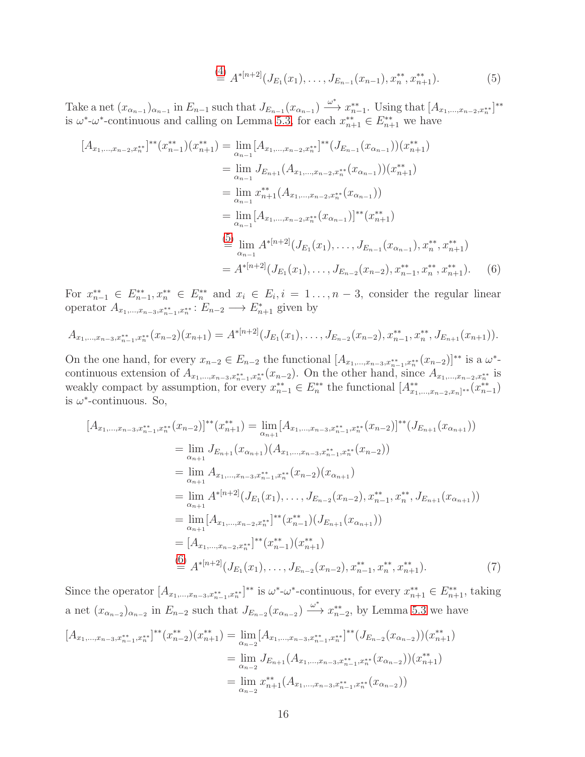$$\overset{(4)}{=} A^{*[n+2]}(J_{E_1}(x_1), \ldots, J_{E_{n-1}}(x_{n-1}), x_n^{**}, x_{n+1}^{**}). \tag{5}$$

Take a net $(x_{\alpha_{n-1}})_{\alpha_{n-1}}$ in $E_{n-1}$ such that $J_{E_{n-1}}(x_{\alpha_{n-1}}) \xrightarrow{\omega^*} x_{n-1}^{**}$. Using that $[A_{x_1,\ldots,x_{n-2},x_n^{**}}]^{**}$ is $\omega^*$-$\omega^*$-continuous and calling on Lemma 5.3, for each $x_{n+1}^{**} \in E_{n+1}^{**}$ we have

$$\begin{aligned}
[A_{x_1,\ldots,x_{n-2},x_n^{**}}]^{**}(x_{n-1}^{**})(x_{n+1}^{**}) &= \lim_{\alpha_{n-1}} [A_{x_1,\ldots,x_{n-2},x_n^{**}}]^{**}(J_{E_{n-1}}(x_{\alpha_{n-1}}))(x_{n+1}^{**}) \\
&= \lim_{\alpha_{n-1}} J_{E_{n+1}}(A_{x_1,\ldots,x_{n-2},x_n^{**}}(x_{\alpha_{n-1}}))(x_{n+1}^{**}) \\
&= \lim_{\alpha_{n-1}} x_{n+1}^{**}(A_{x_1,\ldots,x_{n-2},x_n^{**}}(x_{\alpha_{n-1}})) \\
&= \lim_{\alpha_{n-1}} [A_{x_1,\ldots,x_{n-2},x_n^{**}}(x_{\alpha_{n-1}})]^{**}(x_{n+1}^{**}) \\
&\overset{(5)}{=} \lim_{\alpha_{n-1}} A^{*[n+2]}(J_{E_1}(x_1), \ldots, J_{E_{n-1}}(x_{\alpha_{n-1}}), x_n^{**}, x_{n+1}^{**}) \\
&= A^{*[n+2]}(J_{E_1}(x_1), \ldots, J_{E_{n-2}}(x_{n-2}), x_{n-1}^{**}, x_n^{**}, x_{n+1}^{**}). \qquad (6)
\end{aligned}$$

For $x_{n-1}^{**} \in E_{n-1}^{**}, x_n^{**} \in E_n^{**}$ and $x_i \in E_i, i = 1\ldots, n-3$, consider the regular linear operator $A_{x_1,\ldots,x_{n-3},x_{n-1}^{**},x_n^{**}} \colon E_{n-2} \longrightarrow E_{n+1}^*$ given by

$$A_{x_1,\ldots,x_{n-3},x_{n-1}^{**},x_n^{**}}(x_{n-2})(x_{n+1}) = A^{*[n+2]}(J_{E_1}(x_1), \ldots, J_{E_{n-2}}(x_{n-2}), x_{n-1}^{**}, x_n^{**}, J_{E_{n+1}}(x_{n+1})).$$

On the one hand, for every $x_{n-2} \in E_{n-2}$ the functional $[A_{x_1,\ldots,x_{n-3},x_{n-1}^{**},x_n^{**}}(x_{n-2})]^{**}$ is a $\omega^*$-continuous extension of $A_{x_1,\ldots,x_{n-3},x_{n-1}^{**},x_n^{**}}(x_{n-2})$. On the other hand, since $A_{x_1,\ldots,x_{n-2},x_n^{**}}$ is weakly compact by assumption, for every $x_{n-1}^{**} \in E_n^{**}$ the functional $[A_{x_1,\ldots,x_{n-2},x_n]^{**}}^{**}(x_{n-1}^{**})$ is $\omega^*$-continuous. So,

$$\begin{aligned}
[A_{x_1,\ldots,x_{n-3},x_{n-1}^{**},x_n^{**}}(x_{n-2})]^{**}(x_{n+1}^{**}) &= \lim_{\alpha_{n+1}} [A_{x_1,\ldots,x_{n-3},x_{n-1}^{**},x_n^{**}}(x_{n-2})]^{**}(J_{E_{n+1}}(x_{\alpha_{n+1}})) \\
&= \lim_{\alpha_{n+1}} J_{E_{n+1}}(x_{\alpha_{n+1}})(A_{x_1,\ldots,x_{n-3},x_{n-1}^{**},x_n^{**}}(x_{n-2})) \\
&= \lim_{\alpha_{n+1}} A_{x_1,\ldots,x_{n-3},x_{n-1}^{**},x_n^{**}}(x_{n-2})(x_{\alpha_{n+1}}) \\
&= \lim_{\alpha_{n+1}} A^{*[n+2]}(J_{E_1}(x_1), \ldots, J_{E_{n-2}}(x_{n-2}), x_{n-1}^{**}, x_n^{**}, J_{E_{n+1}}(x_{\alpha_{n+1}})) \\
&= \lim_{\alpha_{n+1}} [A_{x_1,\ldots,x_{n-2},x_n^{**}}]^{**}(x_{n-1}^{**})(J_{E_{n+1}}(x_{\alpha_{n+1}})) \\
&= [A_{x_1,\ldots,x_{n-2},x_n^{**}}]^{**}(x_{n-1}^{**})(x_{n+1}^{**}) \\
&\overset{(6)}{=} A^{*[n+2]}(J_{E_1}(x_1), \ldots, J_{E_{n-2}}(x_{n-2}), x_{n-1}^{**}, x_n^{**}, x_{n+1}^{**}). \qquad (7)
\end{aligned}$$

Since the operator $[A_{x_1,\ldots,x_{n-3},x_{n-1}^{**},x_n^{**}}]^{**}$ is $\omega^*$-$\omega^*$-continuous, for every $x_{n+1}^{**} \in E_{n+1}^{**}$, taking a net $(x_{\alpha_{n-2}})_{\alpha_{n-2}}$ in $E_{n-2}$ such that $J_{E_{n-2}}(x_{\alpha_{n-2}}) \xrightarrow{\omega^*} x_{n-2}^{**}$, by Lemma 5.3 we have

$$\begin{aligned}
[A_{x_1,\ldots,x_{n-3},x_{n-1}^{**},x_n^{**}}]^{**}(x_{n-2}^{**})(x_{n+1}^{**}) &= \lim_{\alpha_{n-2}} [A_{x_1,\ldots,x_{n-3},x_{n-1}^{**},x_n^{**}}]^{**}(J_{E_{n-2}}(x_{\alpha_{n-2}}))(x_{n+1}^{**}) \\
&= \lim_{\alpha_{n-2}} J_{E_{n+1}}(A_{x_1,\ldots,x_{n-3},x_{n-1}^{**},x_n^{**}}(x_{\alpha_{n-2}}))(x_{n+1}^{**}) \\
&= \lim_{\alpha_{n-2}} x_{n+1}^{**}(A_{x_1,\ldots,x_{n-3},x_{n-1}^{**},x_n^{**}}(x_{\alpha_{n-2}}))
\end{aligned}$$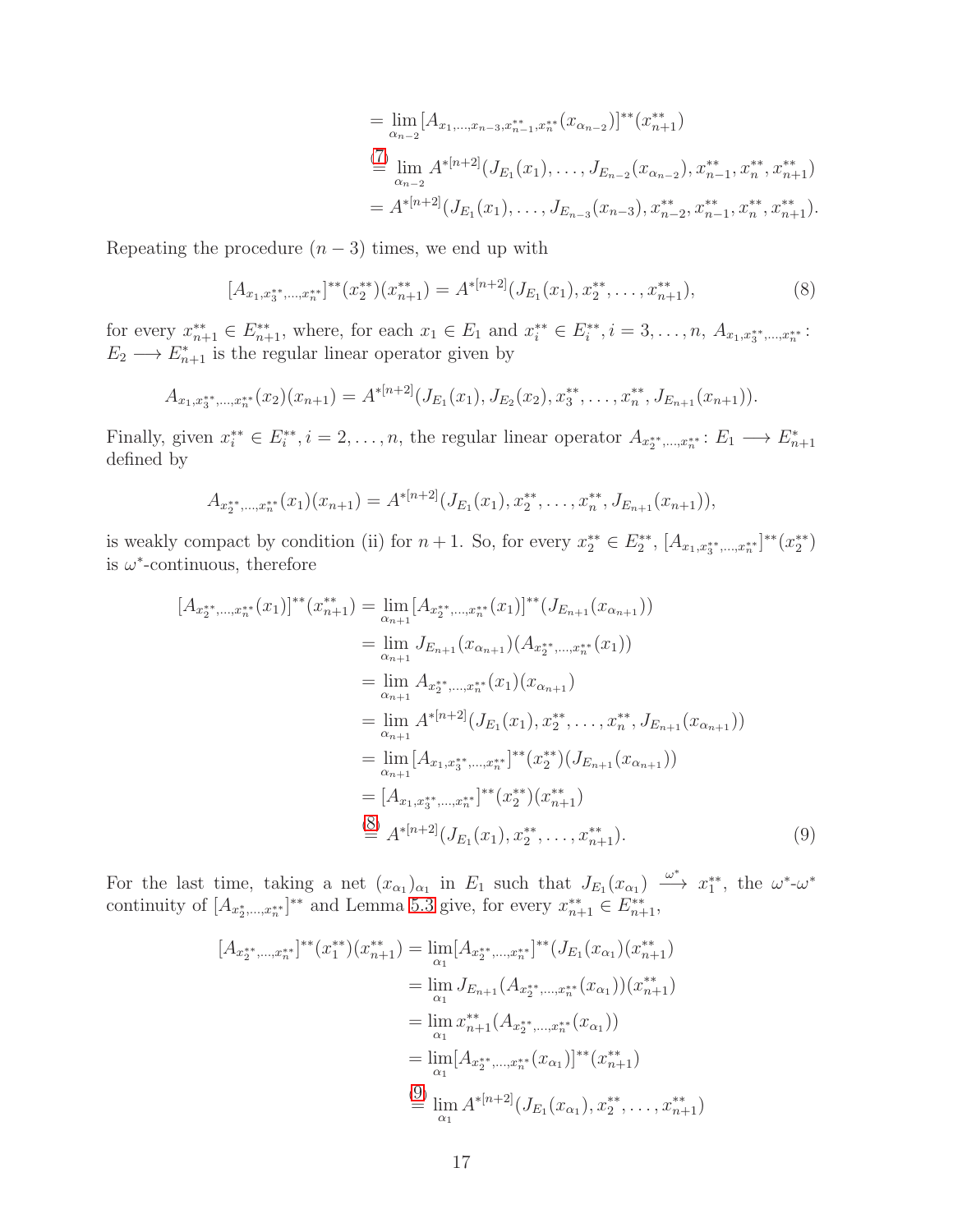$$
\begin{aligned}
&= \lim_{\alpha_{n-2}} [A_{x_1,\ldots,x_{n-3},x_{n-1}^{**},x_n^{**}}(x_{\alpha_{n-2}})]^{**}(x_{n+1}^{**}) \\
&\overset{(7)}{=} \lim_{\alpha_{n-2}} A^{*[n+2]}(J_{E_1}(x_1),\ldots,J_{E_{n-2}}(x_{\alpha_{n-2}}),x_{n-1}^{**},x_n^{**},x_{n+1}^{**}) \\
&= A^{*[n+2]}(J_{E_1}(x_1),\ldots,J_{E_{n-3}}(x_{n-3}),x_{n-2}^{**},x_{n-1}^{**},x_n^{**},x_{n+1}^{**}).
\end{aligned}
$$

Repeating the procedure $(n-3)$ times, we end up with

$$
[A_{x_1,x_3^{**},\ldots,x_n^{**}}]^{**}(x_2^{**})(x_{n+1}^{**}) = A^{*[n+2]}(J_{E_1}(x_1),x_2^{**},\ldots,x_{n+1}^{**}), \tag{8}
$$

for every $x_{n+1}^{**}\in E_{n+1}^{**}$, where, for each $x_1\in E_1$ and $x_i^{**}\in E_i^{**}, i=3,\ldots,n$, $A_{x_1,x_3^{**},\ldots,x_n^{**}}\colon E_2 \longrightarrow E_{n+1}^*$ is the regular linear operator given by

$$
A_{x_1,x_3^{**},\ldots,x_n^{**}}(x_2)(x_{n+1}) = A^{*[n+2]}(J_{E_1}(x_1),J_{E_2}(x_2),x_3^{**},\ldots,x_n^{**},J_{E_{n+1}}(x_{n+1})).
$$

Finally, given $x_i^{**}\in E_i^{**}, i=2,\ldots,n$, the regular linear operator $A_{x_2^{**},\ldots,x_n^{**}}\colon E_1 \longrightarrow E_{n+1}^*$ defined by

$$
A_{x_2^{**},\ldots,x_n^{**}}(x_1)(x_{n+1}) = A^{*[n+2]}(J_{E_1}(x_1),x_2^{**},\ldots,x_n^{**},J_{E_{n+1}}(x_{n+1})),
$$

is weakly compact by condition (ii) for $n+1$. So, for every $x_2^{**}\in E_2^{**}$, $[A_{x_1,x_3^{**},\ldots,x_n^{**}}]^{**}(x_2^{**})$ is $\omega^*$-continuous, therefore

$$
\begin{aligned}
[A_{x_2^{**},\ldots,x_n^{**}}(x_1)]^{**}(x_{n+1}^{**}) &= \lim_{\alpha_{n+1}} [A_{x_2^{**},\ldots,x_n^{**}}(x_1)]^{**}(J_{E_{n+1}}(x_{\alpha_{n+1}})) \\
&= \lim_{\alpha_{n+1}} J_{E_{n+1}}(x_{\alpha_{n+1}})(A_{x_2^{**},\ldots,x_n^{**}}(x_1)) \\
&= \lim_{\alpha_{n+1}} A_{x_2^{**},\ldots,x_n^{**}}(x_1)(x_{\alpha_{n+1}}) \\
&= \lim_{\alpha_{n+1}} A^{*[n+2]}(J_{E_1}(x_1),x_2^{**},\ldots,x_n^{**},J_{E_{n+1}}(x_{\alpha_{n+1}})) \\
&= \lim_{\alpha_{n+1}} [A_{x_1,x_3^{**},\ldots,x_n^{**}}]^{**}(x_2^{**})(J_{E_{n+1}}(x_{\alpha_{n+1}})) \\
&= [A_{x_1,x_3^{**},\ldots,x_n^{**}}]^{**}(x_2^{**})(x_{n+1}^{**}) \\
&\overset{(8)}{=} A^{*[n+2]}(J_{E_1}(x_1),x_2^{**},\ldots,x_{n+1}^{**}).
\end{aligned} \tag{9}
$$

For the last time, taking a net $(x_{\alpha_1})_{\alpha_1}$ in $E_1$ such that $J_{E_1}(x_{\alpha_1}) \overset{\omega^*}{\longrightarrow} x_1^{**}$, the $\omega^*$-$\omega^*$ continuity of $[A_{x_2^*,\ldots,x_n^{**}}]^{**}$ and Lemma 5.3 give, for every $x_{n+1}^{**}\in E_{n+1}^{**}$,

$$
\begin{aligned}
[A_{x_2^{**},\ldots,x_n^{**}}]^{**}(x_1^{**})(x_{n+1}^{**}) &= \lim_{\alpha_1} [A_{x_2^{**},\ldots,x_n^{**}}]^{**}(J_{E_1}(x_{\alpha_1})(x_{n+1}^{**}) \\
&= \lim_{\alpha_1} J_{E_{n+1}}(A_{x_2^{**},\ldots,x_n^{**}}(x_{\alpha_1}))(x_{n+1}^{**}) \\
&= \lim_{\alpha_1} x_{n+1}^{**}(A_{x_2^{**},\ldots,x_n^{**}}(x_{\alpha_1})) \\
&= \lim_{\alpha_1} [A_{x_2^{**},\ldots,x_n^{**}}(x_{\alpha_1})]^{**}(x_{n+1}^{**}) \\
&\overset{(9)}{=} \lim_{\alpha_1} A^{*[n+2]}(J_{E_1}(x_{\alpha_1}),x_2^{**},\ldots,x_{n+1}^{**})
\end{aligned}
$$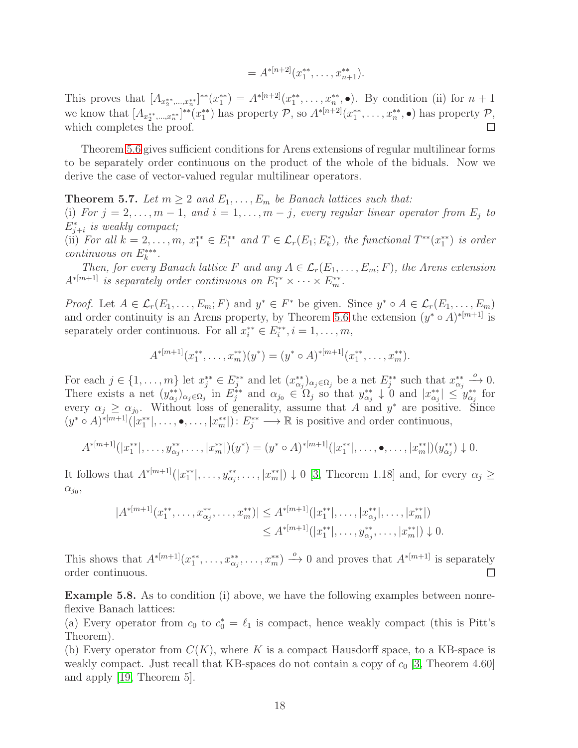$$= A^{*[n+2]}(x_1^{**}, \ldots, x_{n+1}^{**}).$$

This proves that $[A_{x_2^{**},\ldots,x_n^{**}}]^{**}(x_1^{**}) = A^{*[n+2]}(x_1^{**}, \ldots, x_n^{**}, \bullet)$. By condition (ii) for $n+1$ we know that $[A_{x_2^{**},\ldots,x_n^{**}}]^{**}(x_1^{**})$ has property $\mathcal{P}$, so $A^{*[n+2]}(x_1^{**}, \ldots, x_n^{**}, \bullet)$ has property $\mathcal{P}$, which completes the proof. □

Theorem 5.6 gives sufficient conditions for Arens extensions of regular multilinear forms to be separately order continuous on the product of the whole of the biduals. Now we derive the case of vector-valued regular multilinear operators.

**Theorem 5.7.** *Let $m \geq 2$ and $E_1, \ldots, E_m$ be Banach lattices such that:*
(i) *For $j = 2, \ldots, m-1$, and $i = 1, \ldots, m-j$, every regular linear operator from $E_j$ to $E_{j+i}^*$ is weakly compact;*
(ii) *For all $k = 2, \ldots, m$, $x_1^{**} \in E_1^{**}$ and $T \in \mathcal{L}_r(E_1; E_k^*)$, the functional $T^{**}(x_1^{**})$ is order continuous on $E_k^{***}$.*

*Then, for every Banach lattice $F$ and any $A \in \mathcal{L}_r(E_1, \ldots, E_m; F)$, the Arens extension $A^{*[m+1]}$ is separately order continuous on $E_1^{**} \times \cdots \times E_m^{**}$.*

*Proof.* Let $A \in \mathcal{L}_r(E_1, \ldots, E_m; F)$ and $y^* \in F^*$ be given. Since $y^* \circ A \in \mathcal{L}_r(E_1, \ldots, E_m)$ and order continuity is an Arens property, by Theorem 5.6 the extension $(y^* \circ A)^{*[m+1]}$ is separately order continuous. For all $x_i^{**} \in E_i^{**}$, $i = 1, \ldots, m$,

$$A^{*[m+1]}(x_1^{**}, \ldots, x_m^{**})(y^*) = (y^* \circ A)^{*[m+1]}(x_1^{**}, \ldots, x_m^{**}).$$

For each $j \in \{1, \ldots, m\}$ let $x_j^{**} \in E_j^{**}$ and let $(x_{\alpha_j}^{**})_{\alpha_j \in \Omega_j}$ be a net $E_j^{**}$ such that $x_{\alpha_j}^{**} \xrightarrow{o} 0$. There exists a net $(y_{\alpha_j}^{**})_{\alpha_j \in \Omega_j}$ in $E_j^{**}$ and $\alpha_{j_0} \in \Omega_j$ so that $y_{\alpha_j}^{**} \downarrow 0$ and $|x_{\alpha_j}^{**}| \leq y_{\alpha_j}^{**}$ for every $\alpha_j \geq \alpha_{j_0}$. Without loss of generality, assume that $A$ and $y^*$ are positive. Since $(y^* \circ A)^{*[m+1]}(|x_1^{**}|, \ldots, \bullet, \ldots, |x_m^{**}|) \colon E_j^{**} \longrightarrow \mathbb{R}$ is positive and order continuous,

$$A^{*[m+1]}(|x_1^{**}|, \ldots, y_{\alpha_j}^{**}, \ldots, |x_m^{**}|)(y^*) = (y^* \circ A)^{*[m+1]}(|x_1^{**}|, \ldots, \bullet, \ldots, |x_m^{**}|)(y_{\alpha_j}^{**}) \downarrow 0.$$

It follows that $A^{*[m+1]}(|x_1^{**}|, \ldots, y_{\alpha_j}^{**}, \ldots, |x_m^{**}|) \downarrow 0$ [3, Theorem 1.18] and, for every $\alpha_j \geq \alpha_{j_0}$,

$$\begin{aligned} |A^{*[m+1]}(x_1^{**}, \ldots, x_{\alpha_j}^{**}, \ldots, x_m^{**})| &\leq A^{*[m+1]}(|x_1^{**}|, \ldots, |x_{\alpha_j}^{**}|, \ldots, |x_m^{**}|) \\ &\leq A^{*[m+1]}(|x_1^{**}|, \ldots, y_{\alpha_j}^{**}, \ldots, |x_m^{**}|) \downarrow 0. \end{aligned}$$

This shows that $A^{*[m+1]}(x_1^{**}, \ldots, x_{\alpha_j}^{**}, \ldots, x_m^{**}) \xrightarrow{o} 0$ and proves that $A^{*[m+1]}$ is separately order continuous. □

**Example 5.8.** As to condition (i) above, we have the following examples between nonreflexive Banach lattices:
(a) Every operator from $c_0$ to $c_0^* = \ell_1$ is compact, hence weakly compact (this is Pitt's Theorem).
(b) Every operator from $C(K)$, where $K$ is a compact Hausdorff space, to a KB-space is weakly compact. Just recall that KB-spaces do not contain a copy of $c_0$ [3, Theorem 4.60] and apply [19, Theorem 5].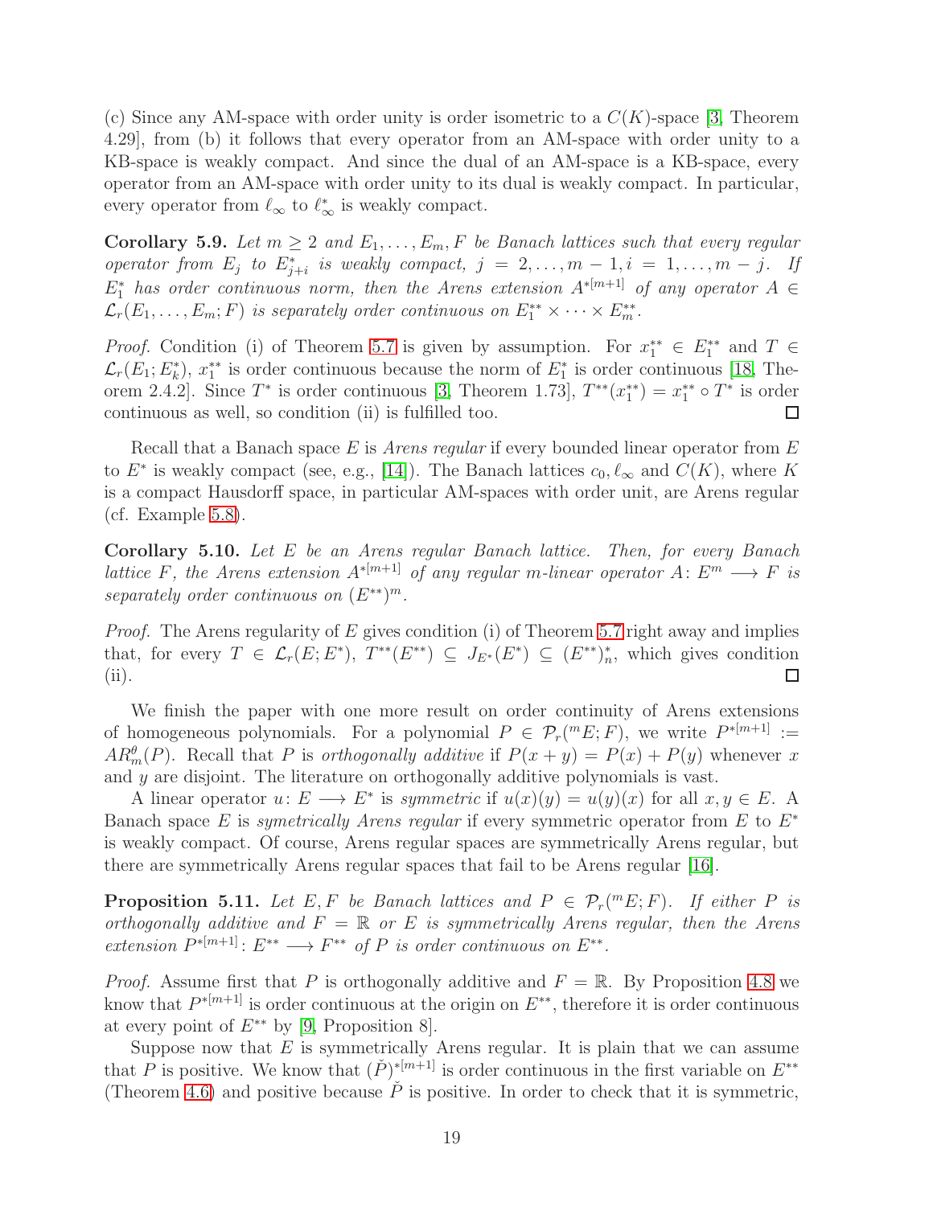(c) Since any AM-space with order unity is order isometric to a $C(K)$-space [3, Theorem 4.29], from (b) it follows that every operator from an AM-space with order unity to a KB-space is weakly compact. And since the dual of an AM-space is a KB-space, every operator from an AM-space with order unity to its dual is weakly compact. In particular, every operator from $\ell_\infty$ to $\ell_\infty^*$ is weakly compact.

**Corollary 5.9.** *Let $m \geq 2$ and $E_1, \ldots, E_m, F$ be Banach lattices such that every regular operator from $E_j$ to $E_{j+i}^*$ is weakly compact, $j = 2, \ldots, m-1, i = 1, \ldots, m-j$. If $E_1^*$ has order continuous norm, then the Arens extension $A^{*[m+1]}$ of any operator $A \in \mathcal{L}_r(E_1, \ldots, E_m; F)$ is separately order continuous on $E_1^{**} \times \cdots \times E_m^{**}$.*

*Proof.* Condition (i) of Theorem 5.7 is given by assumption. For $x_1^{**} \in E_1^{**}$ and $T \in \mathcal{L}_r(E_1; E_k^*)$, $x_1^{**}$ is order continuous because the norm of $E_1^*$ is order continuous [18, Theorem 2.4.2]. Since $T^*$ is order continuous [3, Theorem 1.73], $T^{**}(x_1^{**}) = x_1^{**} \circ T^*$ is order continuous as well, so condition (ii) is fulfilled too. □

Recall that a Banach space $E$ is *Arens regular* if every bounded linear operator from $E$ to $E^*$ is weakly compact (see, e.g., [14]). The Banach lattices $c_0, \ell_\infty$ and $C(K)$, where $K$ is a compact Hausdorff space, in particular AM-spaces with order unit, are Arens regular (cf. Example 5.8).

**Corollary 5.10.** *Let $E$ be an Arens regular Banach lattice. Then, for every Banach lattice $F$, the Arens extension $A^{*[m+1]}$ of any regular $m$-linear operator $A\colon E^m \longrightarrow F$ is separately order continuous on $(E^{**})^m$.*

*Proof.* The Arens regularity of $E$ gives condition (i) of Theorem 5.7 right away and implies that, for every $T \in \mathcal{L}_r(E; E^*)$, $T^{**}(E^{**}) \subseteq J_{E^*}(E^*) \subseteq (E^{**})_n^*$, which gives condition (ii). □

We finish the paper with one more result on order continuity of Arens extensions of homogeneous polynomials. For a polynomial $P \in \mathcal{P}_r(^mE; F)$, we write $P^{*[m+1]} := AR_m^\theta(P)$. Recall that $P$ is *orthogonally additive* if $P(x + y) = P(x) + P(y)$ whenever $x$ and $y$ are disjoint. The literature on orthogonally additive polynomials is vast.

A linear operator $u\colon E \longrightarrow E^*$ is *symmetric* if $u(x)(y) = u(y)(x)$ for all $x, y \in E$. A Banach space $E$ is *symetrically Arens regular* if every symmetric operator from $E$ to $E^*$ is weakly compact. Of course, Arens regular spaces are symmetrically Arens regular, but there are symmetrically Arens regular spaces that fail to be Arens regular [16].

**Proposition 5.11.** *Let $E, F$ be Banach lattices and $P \in \mathcal{P}_r(^mE; F)$. If either $P$ is orthogonally additive and $F = \mathbb{R}$ or $E$ is symmetrically Arens regular, then the Arens extension $P^{*[m+1]}\colon E^{**} \longrightarrow F^{**}$ of $P$ is order continuous on $E^{**}$.*

*Proof.* Assume first that $P$ is orthogonally additive and $F = \mathbb{R}$. By Proposition 4.8 we know that $P^{*[m+1]}$ is order continuous at the origin on $E^{**}$, therefore it is order continuous at every point of $E^{**}$ by [9, Proposition 8].

Suppose now that $E$ is symmetrically Arens regular. It is plain that we can assume that $P$ is positive. We know that $(\check{P})^{*[m+1]}$ is order continuous in the first variable on $E^{**}$ (Theorem 4.6) and positive because $\check{P}$ is positive. In order to check that it is symmetric,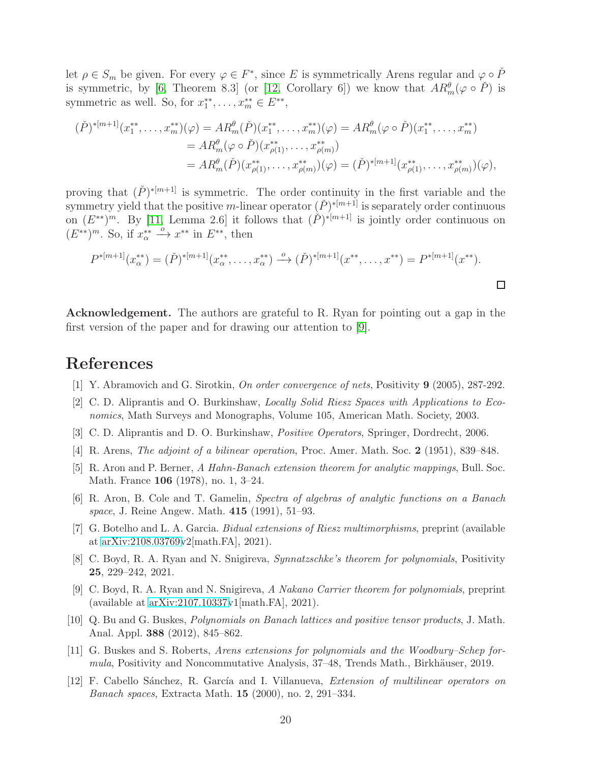let $\rho \in S_m$ be given. For every $\varphi \in F^*$, since $E$ is symmetrically Arens regular and $\varphi \circ \check{P}$ is symmetric, by [6, Theorem 8.3] (or [12, Corollary 6]) we know that $AR_m^\theta(\varphi \circ \check{P})$ is symmetric as well. So, for $x_1^{**}, \ldots, x_m^{**} \in E^{**}$,

$$
\begin{aligned}
(\check{P})^{*[m+1]}(x_1^{**}, \ldots, x_m^{**})(\varphi) &= AR_m^\theta(\check{P})(x_1^{**}, \ldots, x_m^{**})(\varphi) = AR_m^\theta(\varphi \circ \check{P})(x_1^{**}, \ldots, x_m^{**}) \\
&= AR_m^\theta(\varphi \circ \check{P})(x_{\rho(1)}^{**}, \ldots, x_{\rho(m)}^{**}) \\
&= AR_m^\theta(\check{P})(x_{\rho(1)}^{**}, \ldots, x_{\rho(m)}^{**})(\varphi) = (\check{P})^{*[m+1]}(x_{\rho(1)}^{**}, \ldots, x_{\rho(m)}^{**})(\varphi),
\end{aligned}
$$

proving that $(\check{P})^{*[m+1]}$ is symmetric. The order continuity in the first variable and the symmetry yield that the positive $m$-linear operator $(\check{P})^{*[m+1]}$ is separately order continuous on $(E^{**})^m$. By [11, Lemma 2.6] it follows that $(\check{P})^{*[m+1]}$ is jointly order continuous on $(E^{**})^m$. So, if $x_\alpha^{**} \xrightarrow{o} x^{**}$ in $E^{**}$, then

$$
P^{*[m+1]}(x_\alpha^{**}) = (\check{P})^{*[m+1]}(x_\alpha^{**}, \ldots, x_\alpha^{**}) \xrightarrow{o} (\check{P})^{*[m+1]}(x^{**}, \ldots, x^{**}) = P^{*[m+1]}(x^{**}).
$$

□

**Acknowledgement.** The authors are grateful to R. Ryan for pointing out a gap in the first version of the paper and for drawing our attention to [9].

# References

[1] Y. Abramovich and G. Sirotkin, *On order convergence of nets*, Positivity **9** (2005), 287-292.

[2] C. D. Aliprantis and O. Burkinshaw, *Locally Solid Riesz Spaces with Applications to Economics*, Math Surveys and Monographs, Volume 105, American Math. Society, 2003.

[3] C. D. Aliprantis and D. O. Burkinshaw, *Positive Operators*, Springer, Dordrecht, 2006.

[4] R. Arens, *The adjoint of a bilinear operation*, Proc. Amer. Math. Soc. **2** (1951), 839–848.

[5] R. Aron and P. Berner, *A Hahn-Banach extension theorem for analytic mappings*, Bull. Soc. Math. France **106** (1978), no. 1, 3–24.

[6] R. Aron, B. Cole and T. Gamelin, *Spectra of algebras of analytic functions on a Banach space*, J. Reine Angew. Math. **415** (1991), 51–93.

[7] G. Botelho and L. A. Garcia. *Bidual extensions of Riesz multimorphisms*, preprint (available at arXiv:2108.03769v2[math.FA], 2021).

[8] C. Boyd, R. A. Ryan and N. Snigireva, *Synnatzschke's theorem for polynomials*, Positivity **25**, 229–242, 2021.

[9] C. Boyd, R. A. Ryan and N. Snigireva, *A Nakano Carrier theorem for polynomials*, preprint (available at arXiv:2107.10337v1[math.FA], 2021).

[10] Q. Bu and G. Buskes, *Polynomials on Banach lattices and positive tensor products*, J. Math. Anal. Appl. **388** (2012), 845–862.

[11] G. Buskes and S. Roberts, *Arens extensions for polynomials and the Woodbury–Schep formula*, Positivity and Noncommutative Analysis, 37–48, Trends Math., Birkhäuser, 2019.

[12] F. Cabello Sánchez, R. García and I. Villanueva, *Extension of multilinear operators on Banach spaces*, Extracta Math. **15** (2000), no. 2, 291–334.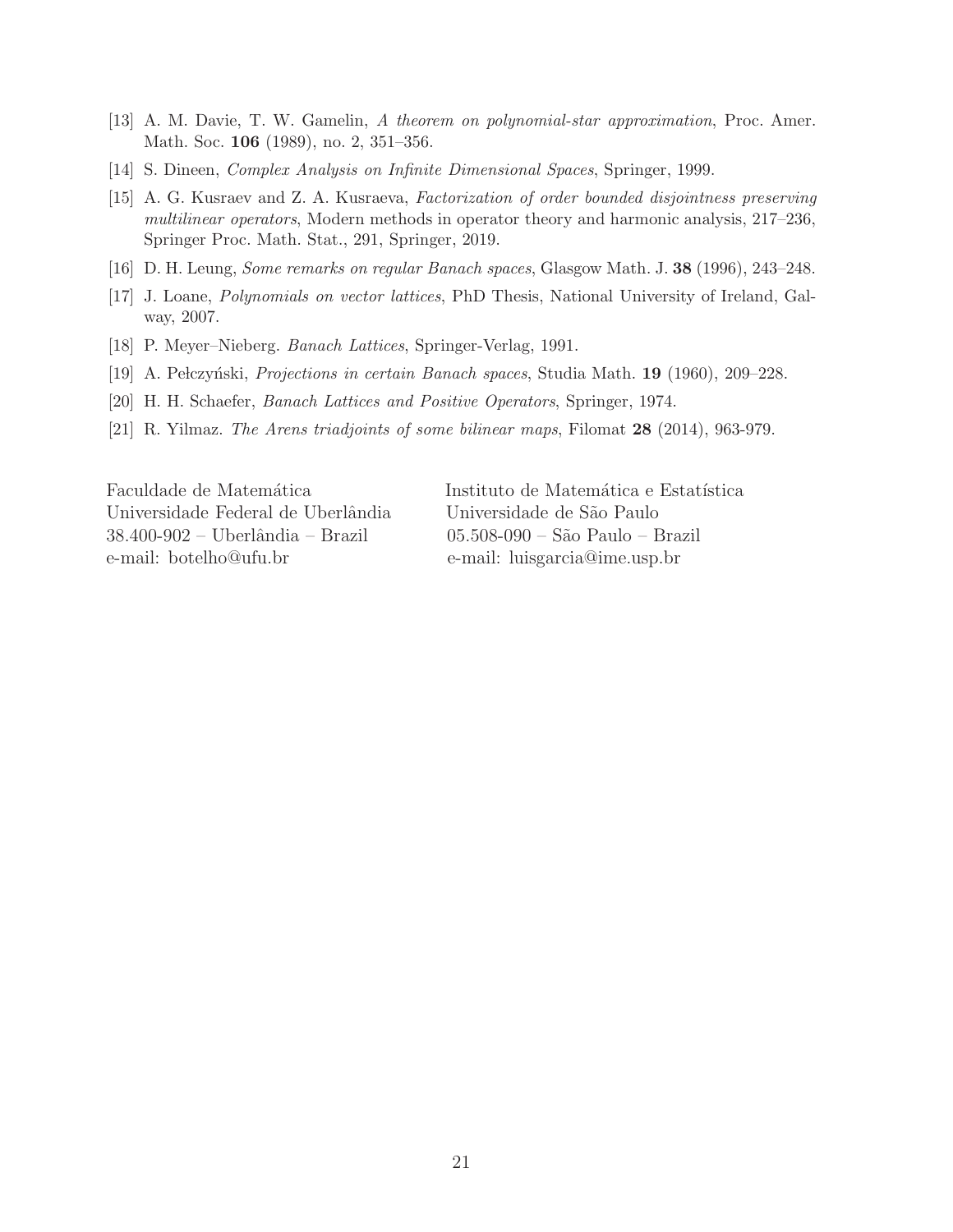[13] A. M. Davie, T. W. Gamelin, *A theorem on polynomial-star approximation*, Proc. Amer. Math. Soc. **106** (1989), no. 2, 351–356.

[14] S. Dineen, *Complex Analysis on Infinite Dimensional Spaces*, Springer, 1999.

[15] A. G. Kusraev and Z. A. Kusraeva, *Factorization of order bounded disjointness preserving multilinear operators*, Modern methods in operator theory and harmonic analysis, 217–236, Springer Proc. Math. Stat., 291, Springer, 2019.

[16] D. H. Leung, *Some remarks on regular Banach spaces*, Glasgow Math. J. **38** (1996), 243–248.

[17] J. Loane, *Polynomials on vector lattices*, PhD Thesis, National University of Ireland, Galway, 2007.

[18] P. Meyer–Nieberg. *Banach Lattices*, Springer-Verlag, 1991.

[19] A. Pełczyński, *Projections in certain Banach spaces*, Studia Math. **19** (1960), 209–228.

[20] H. H. Schaefer, *Banach Lattices and Positive Operators*, Springer, 1974.

[21] R. Yilmaz. *The Arens triadjoints of some bilinear maps*, Filomat **28** (2014), 963-979.

Faculdade de Matemática
Universidade Federal de Uberlândia
38.400-902 – Uberlândia – Brazil
e-mail: botelho@ufu.br

Instituto de Matemática e Estatística
Universidade de São Paulo
05.508-090 – São Paulo – Brazil
e-mail: luisgarcia@ime.usp.br